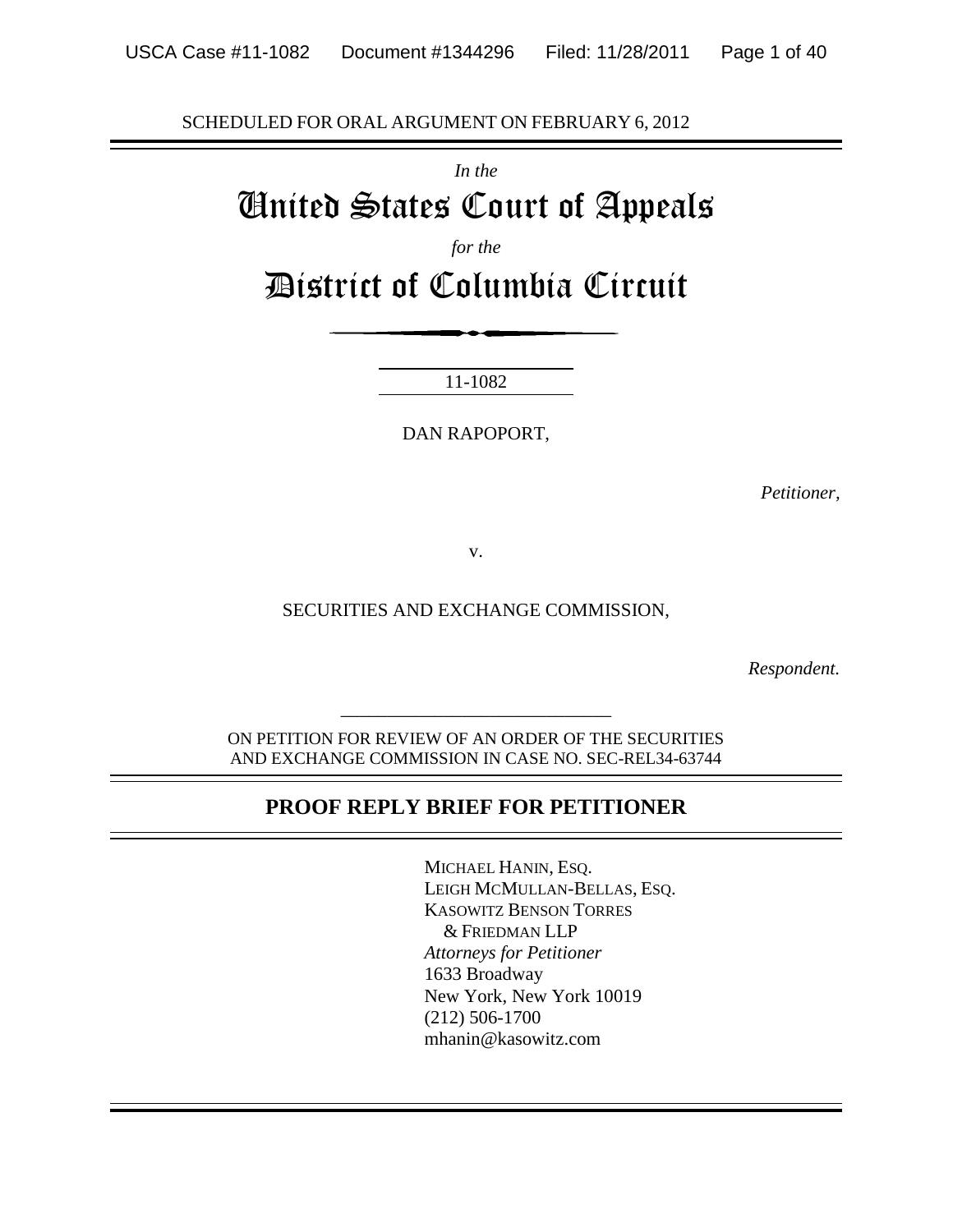SCHEDULED FOR ORAL ARGUMENT ON FEBRUARY 6, 2012

*In the*

# United States Court of Appeals

*for the*

# District of Columbia Circuit

11-1082

DAN RAPOPORT,

*Petitioner,*

v.

SECURITIES AND EXCHANGE COMMISSION,

*Respondent.*

ON PETITION FOR REVIEW OF AN ORDER OF THE SECURITIES AND EXCHANGE COMMISSION IN CASE NO. SEC-REL34-63744

## PROOF REPLY BRIEF FOR PETITIONER

MICHAEL HANIN, ESQ.
LEIGH MCMULLAN-BELLAS, ESQ.
KASOWITZ BENSON TORRES & FRIEDMAN LLP
*Attorneys for Petitioner*
1633 Broadway
New York, New York 10019
(212) 506-1700
mhanin@kasowitz.com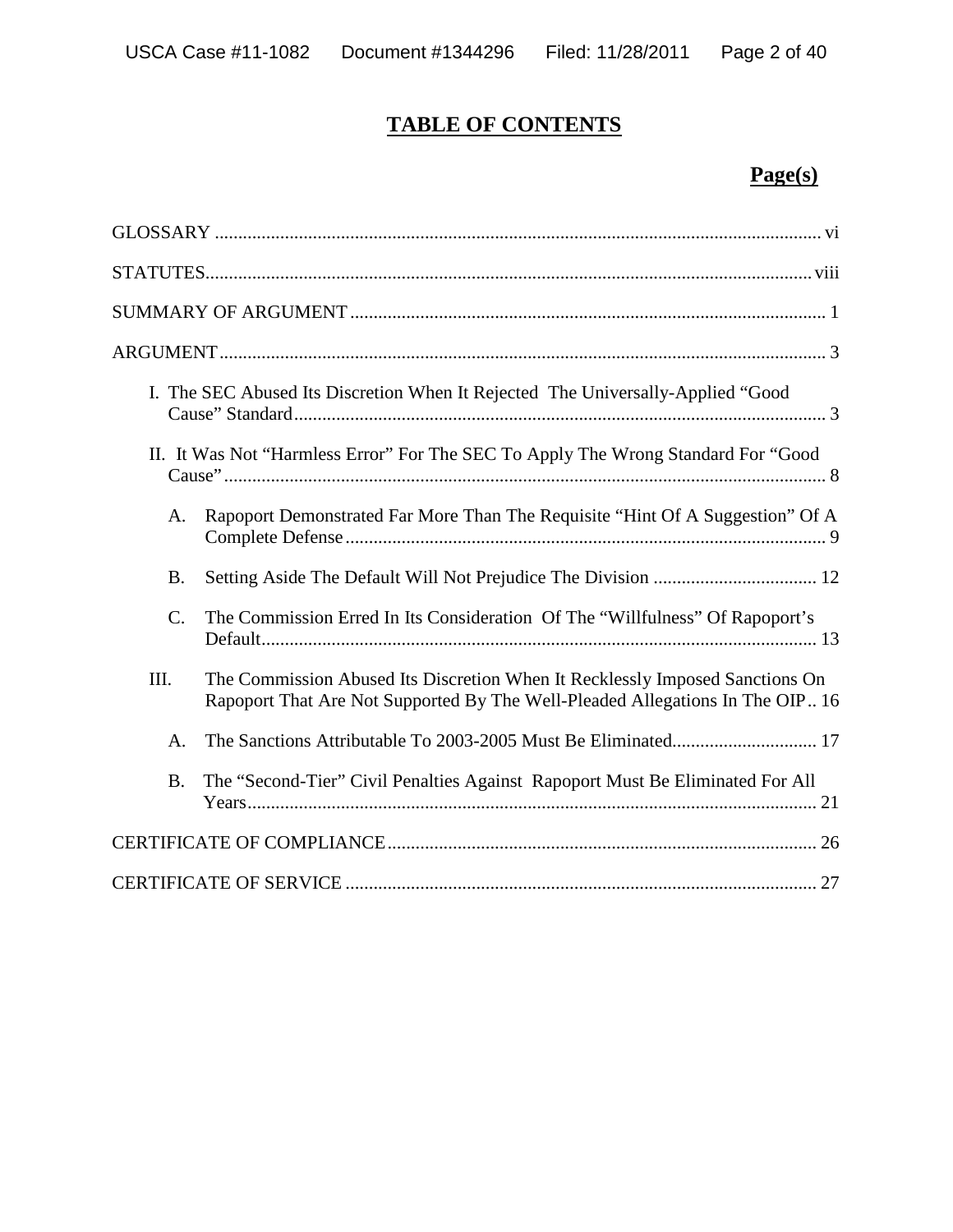# TABLE OF CONTENTS

**Page(s)**

GLOSSARY ................................................................................................................................ vi

STATUTES................................................................................................................................ viii

SUMMARY OF ARGUMENT ..................................................................................................... 1

ARGUMENT................................................................................................................................. 3

I. The SEC Abused Its Discretion When It Rejected The Universally-Applied "Good Cause" Standard ................................................................................................................ 3

II. It Was Not "Harmless Error" For The SEC To Apply The Wrong Standard For "Good Cause" ................................................................................................................................ 8

A. Rapoport Demonstrated Far More Than The Requisite "Hint Of A Suggestion" Of A Complete Defense ...................................................................................................... 9

B. Setting Aside The Default Will Not Prejudice The Division ................................... 12

C. The Commission Erred In Its Consideration Of The "Willfulness" Of Rapoport's Default...................................................................................................................... 13

III. The Commission Abused Its Discretion When It Recklessly Imposed Sanctions On Rapoport That Are Not Supported By The Well-Pleaded Allegations In The OIP .. 16

A. The Sanctions Attributable To 2003-2005 Must Be Eliminated............................... 17

B. The "Second-Tier" Civil Penalties Against Rapoport Must Be Eliminated For All Years......................................................................................................................... 21

CERTIFICATE OF COMPLIANCE........................................................................................... 26

CERTIFICATE OF SERVICE .................................................................................................... 27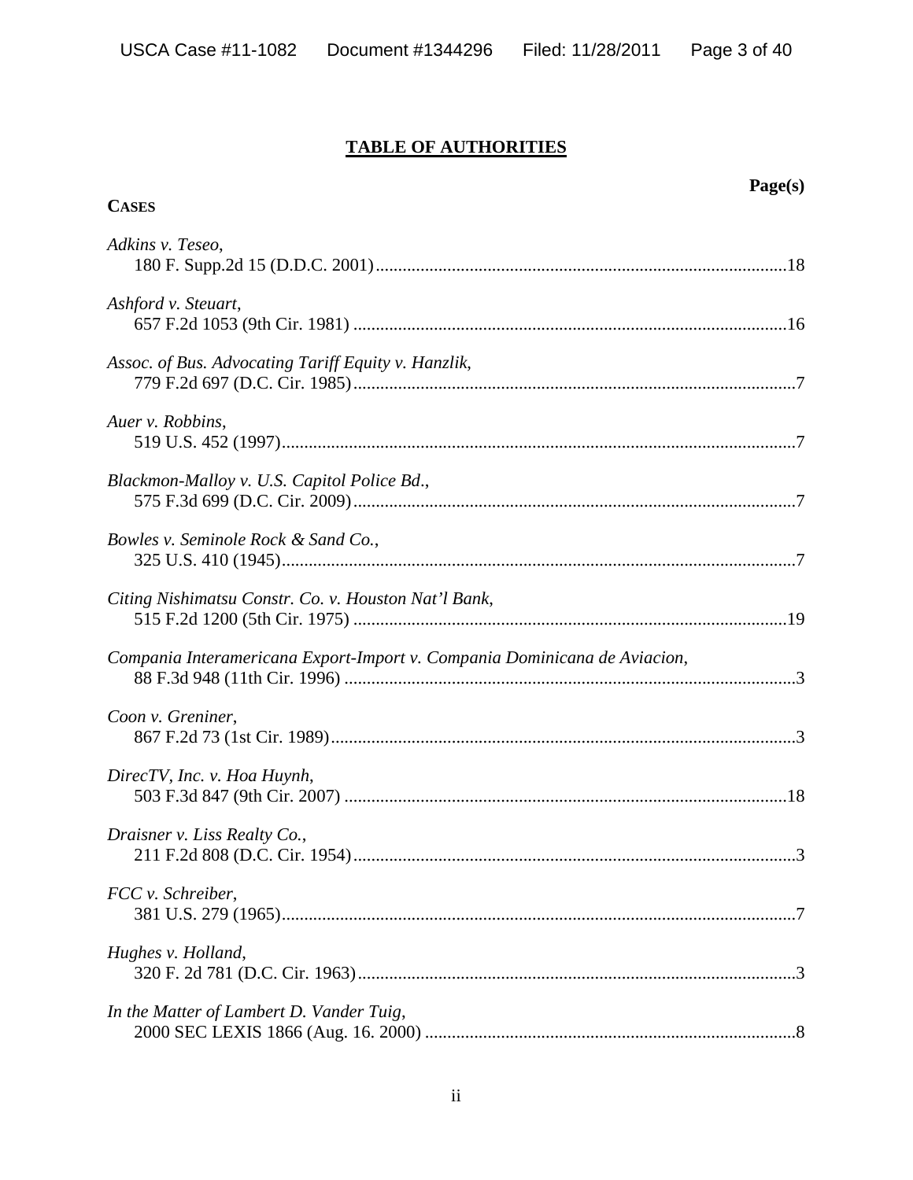# TABLE OF AUTHORITIES

**Page(s)**

**CASES**

*Adkins v. Teseo*,
180 F. Supp.2d 15 (D.D.C. 2001) ....................................................................................18

*Ashford v. Steuart*,
657 F.2d 1053 (9th Cir. 1981) ........................................................................................16

*Assoc. of Bus. Advocating Tariff Equity v. Hanzlik*,
779 F.2d 697 (D.C. Cir. 1985) ..........................................................................................7

*Auer v. Robbins*,
519 U.S. 452 (1997) ..........................................................................................................7

*Blackmon-Malloy v. U.S. Capitol Police Bd.*,
575 F.3d 699 (D.C. Cir. 2009) ..........................................................................................7

*Bowles v. Seminole Rock & Sand Co.*,
325 U.S. 410 (1945) ..........................................................................................................7

*Citing Nishimatsu Constr. Co. v. Houston Nat'l Bank*,
515 F.2d 1200 (5th Cir. 1975) ........................................................................................19

*Compania Interamericana Export-Import v. Compania Dominicana de Aviacion*,
88 F.3d 948 (11th Cir. 1996) ............................................................................................3

*Coon v. Greniner*,
867 F.2d 73 (1st Cir. 1989) ...............................................................................................3

*DirecTV, Inc. v. Hoa Huynh*,
503 F.3d 847 (9th Cir. 2007) ..........................................................................................18

*Draisner v. Liss Realty Co.*,
211 F.2d 808 (D.C. Cir. 1954) ..........................................................................................3

*FCC v. Schreiber*,
381 U.S. 279 (1965) ..........................................................................................................7

*Hughes v. Holland*,
320 F. 2d 781 (D.C. Cir. 1963) .........................................................................................3

*In the Matter of Lambert D. Vander Tuig*,
2000 SEC LEXIS 1866 (Aug. 16. 2000) ..........................................................................8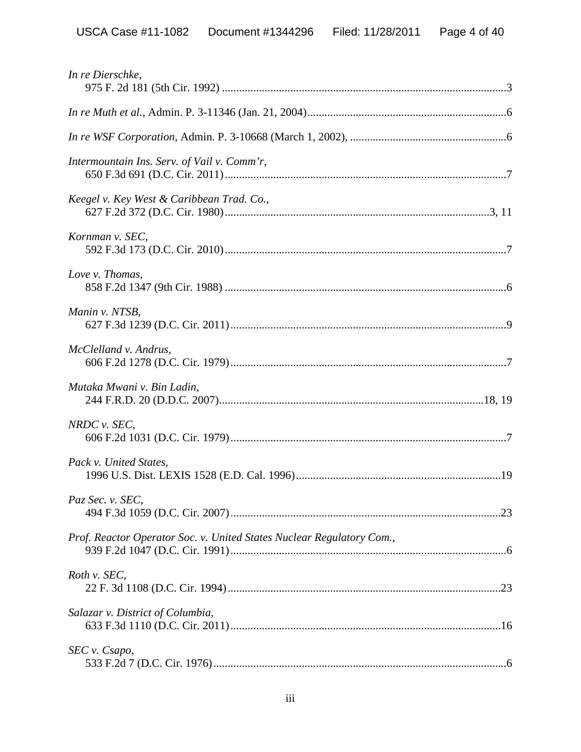*In re Dierschke*,
975 F. 2d 181 (5th Cir. 1992) ....................................................................................................3

*In re Muth et al.*, Admin. P. 3-11346 (Jan. 21, 2004).....................................................................6

*In re WSF Corporation*, Admin. P. 3-10668 (March 1, 2002), ......................................................6

*Intermountain Ins. Serv. of Vail v. Comm'r*,
650 F.3d 691 (D.C. Cir. 2011)..................................................................................................7

*Keegel v. Key West & Caribbean Trad. Co.*,
627 F.2d 372 (D.C. Cir. 1980)............................................................................................3, 11

*Kornman v. SEC*,
592 F.3d 173 (D.C. Cir. 2010)..................................................................................................7

*Love v. Thomas*,
858 F.2d 1347 (9th Cir. 1988) ..................................................................................................6

*Manin v. NTSB*,
627 F.3d 1239 (D.C. Cir. 2011)................................................................................................9

*McClelland v. Andrus*,
606 F.2d 1278 (D.C. Cir. 1979)................................................................................................7

*Mutaka Mwani v. Bin Ladin*,
244 F.R.D. 20 (D.D.C. 2007)............................................................................................18, 19

*NRDC v. SEC*,
606 F.2d 1031 (D.C. Cir. 1979)................................................................................................7

*Pack v. United States*,
1996 U.S. Dist. LEXIS 1528 (E.D. Cal. 1996).......................................................................19

*Paz Sec. v. SEC*,
494 F.3d 1059 (D.C. Cir. 2007)..............................................................................................23

*Prof. Reactor Operator Soc. v. United States Nuclear Regulatory Com.*,
939 F.2d 1047 (D.C. Cir. 1991)................................................................................................6

*Roth v. SEC*,
22 F. 3d 1108 (D.C. Cir. 1994)...............................................................................................23

*Salazar v. District of Columbia*,
633 F.3d 1110 (D.C. Cir. 2011)..............................................................................................16

*SEC v. Csapo*,
533 F.2d 7 (D.C. Cir. 1976)......................................................................................................6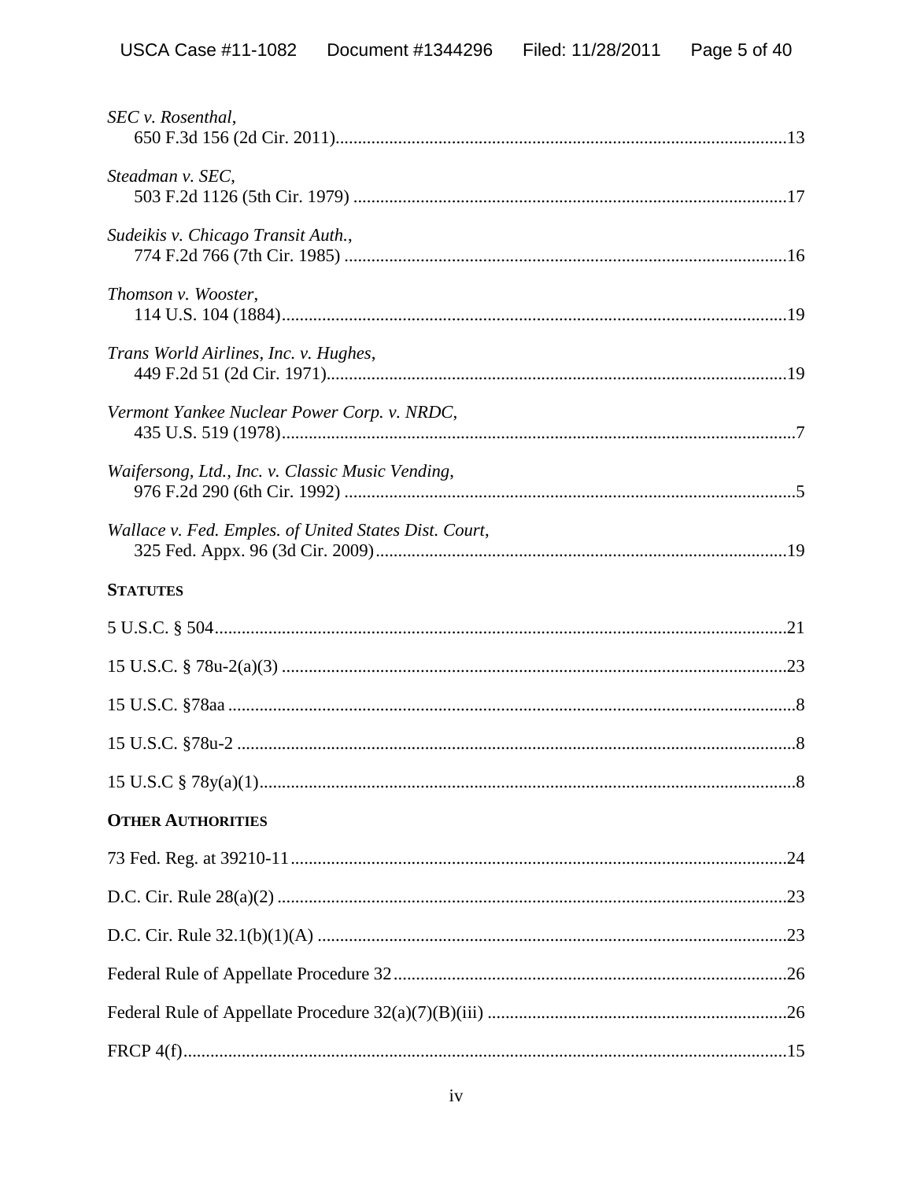*SEC v. Rosenthal*,
650 F.3d 156 (2d Cir. 2011)....................................................................................................13

*Steadman v. SEC*,
503 F.2d 1126 (5th Cir. 1979) ................................................................................................17

*Sudeikis v. Chicago Transit Auth.*,
774 F.2d 766 (7th Cir. 1985) ..................................................................................................16

*Thomson v. Wooster*,
114 U.S. 104 (1884)................................................................................................................19

*Trans World Airlines, Inc. v. Hughes*,
449 F.2d 51 (2d Cir. 1971)......................................................................................................19

*Vermont Yankee Nuclear Power Corp. v. NRDC*,
435 U.S. 519 (1978)..................................................................................................................7

*Waifersong, Ltd., Inc. v. Classic Music Vending*,
976 F.2d 290 (6th Cir. 1992) ....................................................................................................5

*Wallace v. Fed. Emples. of United States Dist. Court*,
325 Fed. Appx. 96 (3d Cir. 2009)...........................................................................................19

**STATUTES**

5 U.S.C. § 504...............................................................................................................................21

15 U.S.C. § 78u-2(a)(3) ................................................................................................................23

15 U.S.C. §78aa .............................................................................................................................8

15 U.S.C. §78u-2 ............................................................................................................................8

15 U.S.C § 78y(a)(1).......................................................................................................................8

**OTHER AUTHORITIES**

73 Fed. Reg. at 39210-11..............................................................................................................24

D.C. Cir. Rule 28(a)(2) .................................................................................................................23

D.C. Cir. Rule 32.1(b)(1)(A) ........................................................................................................23

Federal Rule of Appellate Procedure 32........................................................................................26

Federal Rule of Appellate Procedure 32(a)(7)(B)(iii) ..................................................................26

FRCP 4(f).......................................................................................................................................15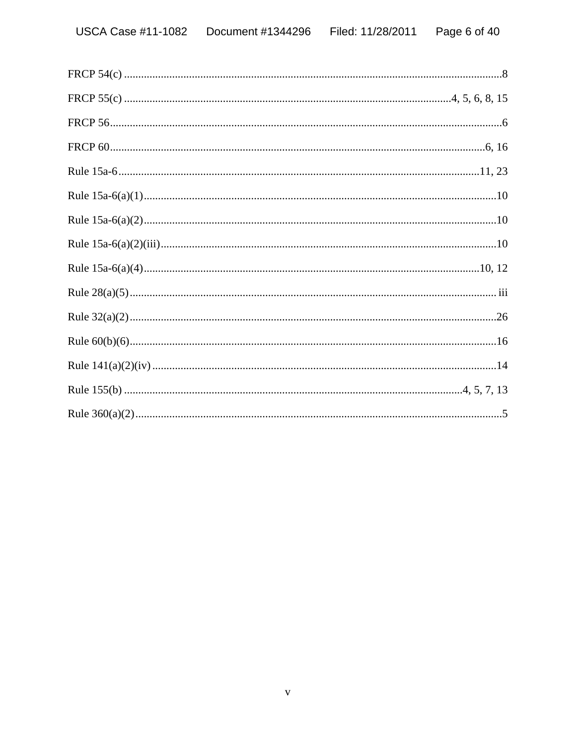FRCP 54(c) ....................................................................................................................8

FRCP 55(c) ..................................................................................................4, 5, 6, 8, 15

FRCP 56.........................................................................................................................6

FRCP 60...................................................................................................................6, 16

Rule 15a-6...............................................................................................................11, 23

Rule 15a-6(a)(1)...........................................................................................................10

Rule 15a-6(a)(2)...........................................................................................................10

Rule 15a-6(a)(2)(iii).....................................................................................................10

Rule 15a-6(a)(4).....................................................................................................10, 12

Rule 28(a)(5)................................................................................................................ iii

Rule 32(a)(2)................................................................................................................26

Rule 60(b)(6)................................................................................................................16

Rule 141(a)(2)(iv) .........................................................................................................14

Rule 155(b) ....................................................................................................4, 5, 7, 13

Rule 360(a)(2)................................................................................................................5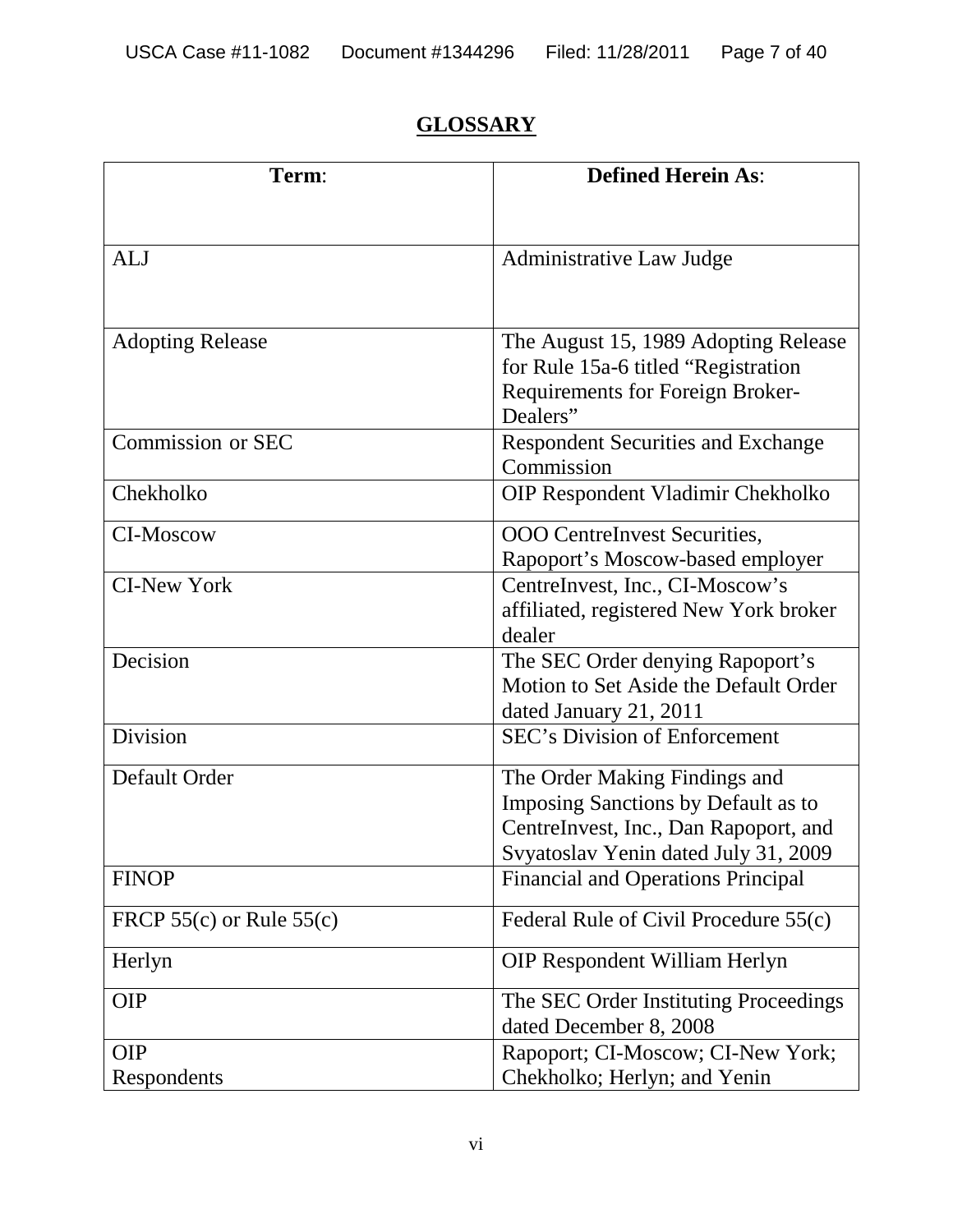## GLOSSARY

| **Term**: | **Defined Herein As**: |
|---|---|
| ALJ | Administrative Law Judge |
| Adopting Release | The August 15, 1989 Adopting Release for Rule 15a-6 titled "Registration Requirements for Foreign Broker-Dealers" |
| Commission or SEC | Respondent Securities and Exchange Commission |
| Chekholko | OIP Respondent Vladimir Chekholko |
| CI-Moscow | OOO CentreInvest Securities, Rapoport's Moscow-based employer |
| CI-New York | CentreInvest, Inc., CI-Moscow's affiliated, registered New York broker dealer |
| Decision | The SEC Order denying Rapoport's Motion to Set Aside the Default Order dated January 21, 2011 |
| Division | SEC's Division of Enforcement |
| Default Order | The Order Making Findings and Imposing Sanctions by Default as to CentreInvest, Inc., Dan Rapoport, and Svyatoslav Yenin dated July 31, 2009 |
| FINOP | Financial and Operations Principal |
| FRCP 55(c) or Rule 55(c) | Federal Rule of Civil Procedure 55(c) |
| Herlyn | OIP Respondent William Herlyn |
| OIP | The SEC Order Instituting Proceedings dated December 8, 2008 |
| OIP Respondents | Rapoport; CI-Moscow; CI-New York; Chekholko; Herlyn; and Yenin |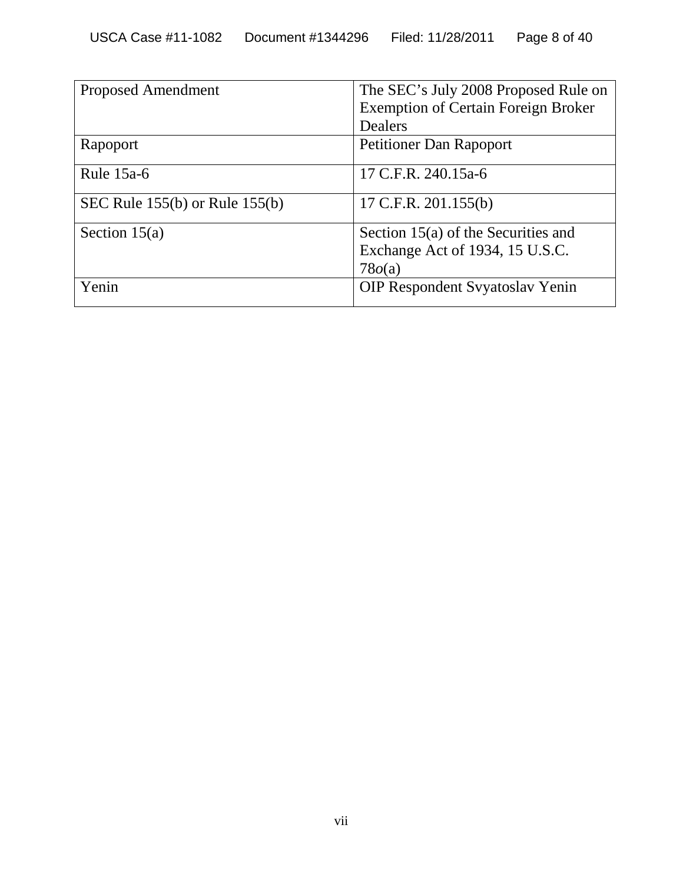| Proposed Amendment | The SEC's July 2008 Proposed Rule on Exemption of Certain Foreign Broker Dealers |
|---|---|
| Rapoport | Petitioner Dan Rapoport |
| Rule 15a-6 | 17 C.F.R. 240.15a-6 |
| SEC Rule 155(b) or Rule 155(b) | 17 C.F.R. 201.155(b) |
| Section 15(a) | Section 15(a) of the Securities and Exchange Act of 1934, 15 U.S.C. 78*o*(a) |
| Yenin | OIP Respondent Svyatoslav Yenin |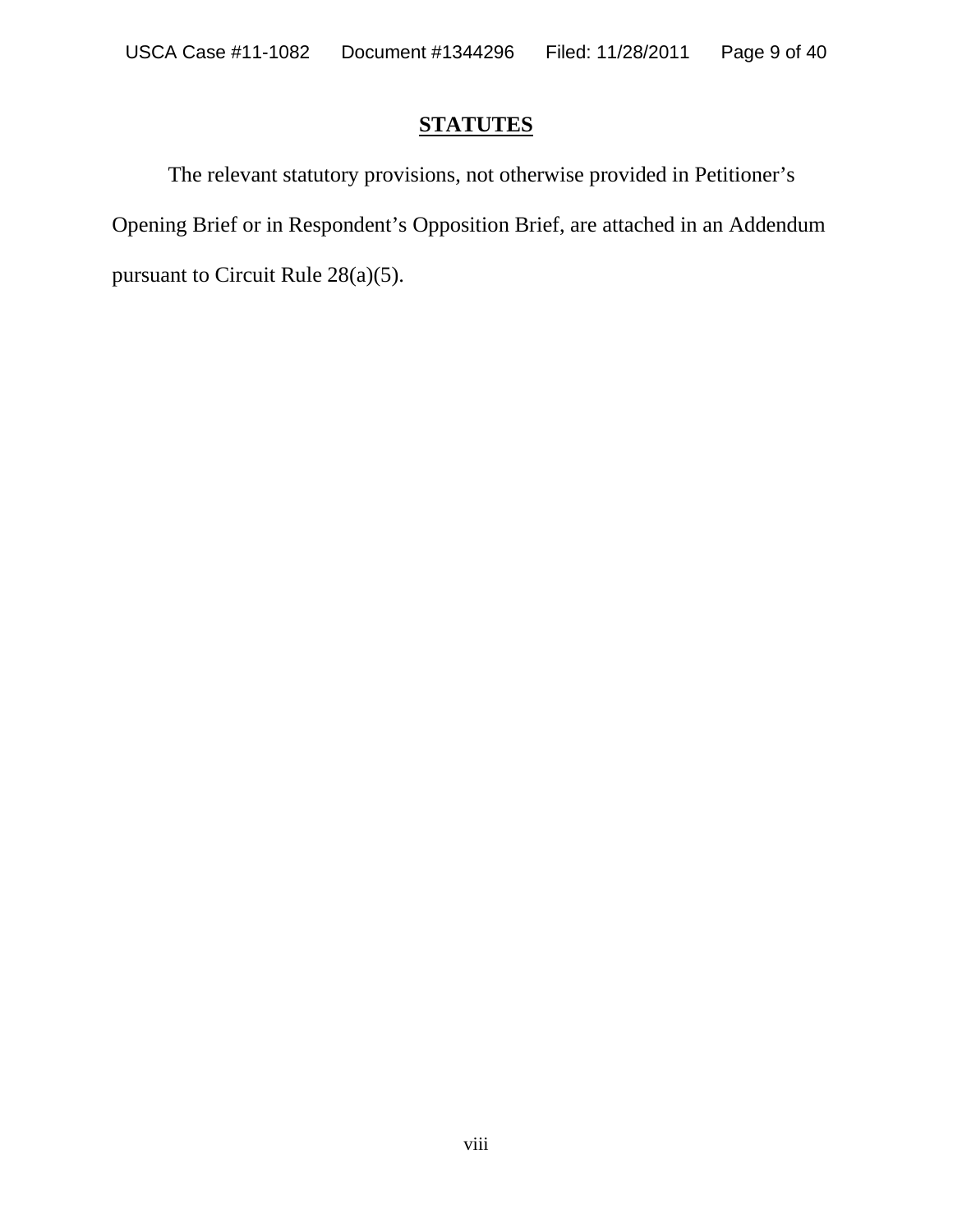## STATUTES

The relevant statutory provisions, not otherwise provided in Petitioner's Opening Brief or in Respondent's Opposition Brief, are attached in an Addendum pursuant to Circuit Rule 28(a)(5).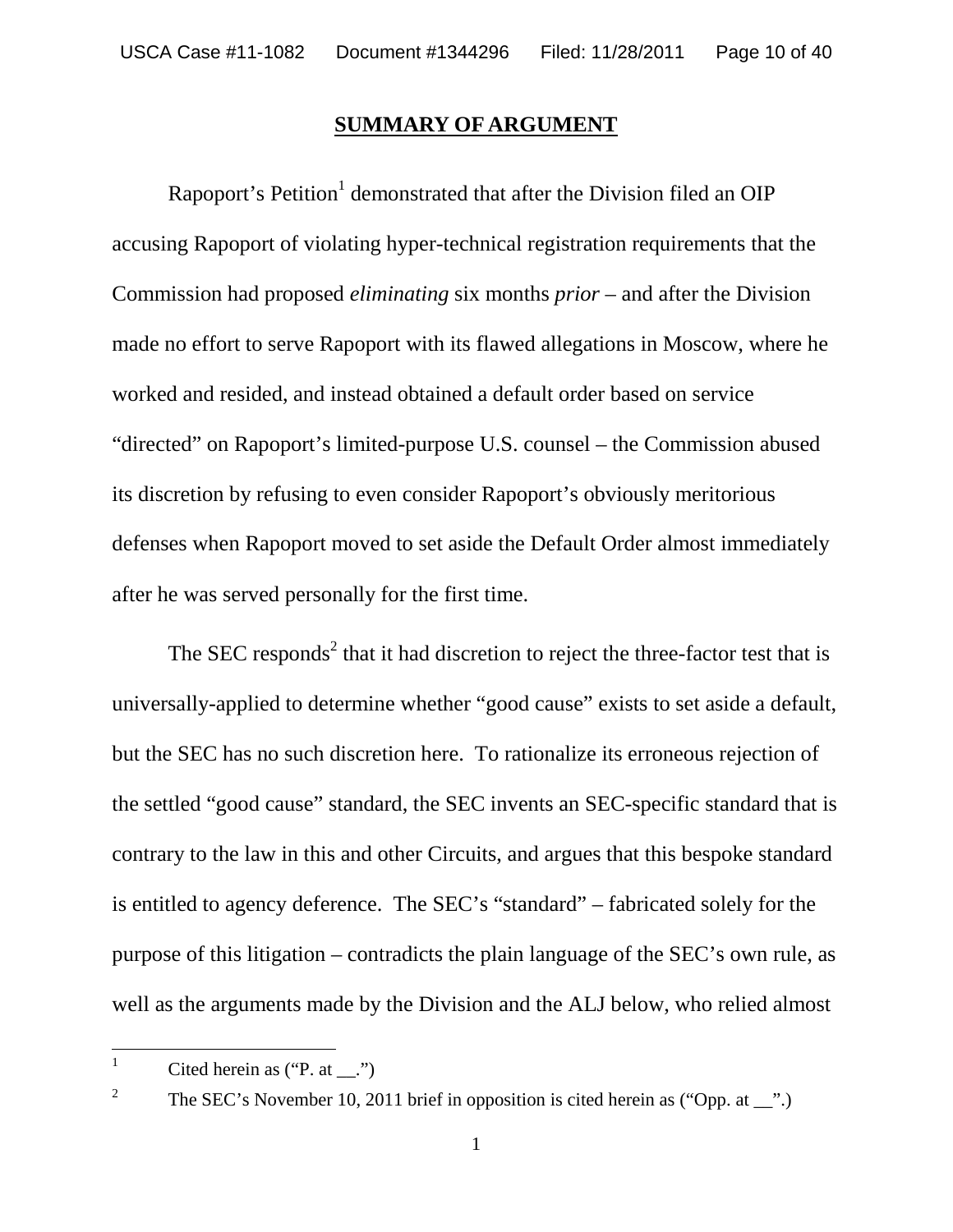## SUMMARY OF ARGUMENT

Rapoport's Petition[1] demonstrated that after the Division filed an OIP accusing Rapoport of violating hyper-technical registration requirements that the Commission had proposed *eliminating* six months *prior* – and after the Division made no effort to serve Rapoport with its flawed allegations in Moscow, where he worked and resided, and instead obtained a default order based on service "directed" on Rapoport's limited-purpose U.S. counsel – the Commission abused its discretion by refusing to even consider Rapoport's obviously meritorious defenses when Rapoport moved to set aside the Default Order almost immediately after he was served personally for the first time.

The SEC responds[2] that it had discretion to reject the three-factor test that is universally-applied to determine whether "good cause" exists to set aside a default, but the SEC has no such discretion here. To rationalize its erroneous rejection of the settled "good cause" standard, the SEC invents an SEC-specific standard that is contrary to the law in this and other Circuits, and argues that this bespoke standard is entitled to agency deference. The SEC's "standard" – fabricated solely for the purpose of this litigation – contradicts the plain language of the SEC's own rule, as well as the arguments made by the Division and the ALJ below, who relied almost

---

[1] Cited herein as ("P. at __.")

[2] The SEC's November 10, 2011 brief in opposition is cited herein as ("Opp. at __".)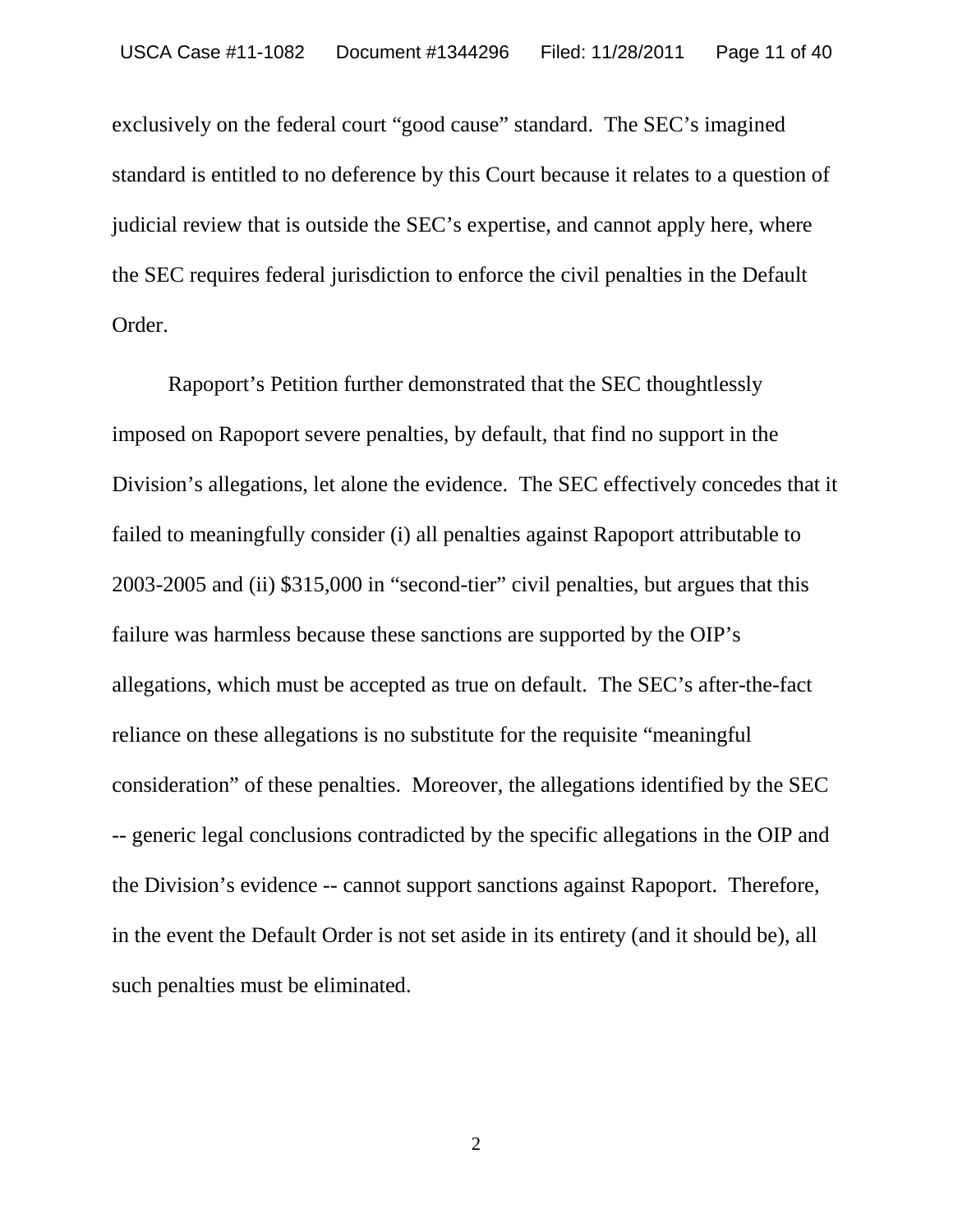exclusively on the federal court "good cause" standard. The SEC's imagined standard is entitled to no deference by this Court because it relates to a question of judicial review that is outside the SEC's expertise, and cannot apply here, where the SEC requires federal jurisdiction to enforce the civil penalties in the Default Order.

Rapoport's Petition further demonstrated that the SEC thoughtlessly imposed on Rapoport severe penalties, by default, that find no support in the Division's allegations, let alone the evidence. The SEC effectively concedes that it failed to meaningfully consider (i) all penalties against Rapoport attributable to 2003-2005 and (ii) $315,000 in "second-tier" civil penalties, but argues that this failure was harmless because these sanctions are supported by the OIP's allegations, which must be accepted as true on default. The SEC's after-the-fact reliance on these allegations is no substitute for the requisite "meaningful consideration" of these penalties. Moreover, the allegations identified by the SEC -- generic legal conclusions contradicted by the specific allegations in the OIP and the Division's evidence -- cannot support sanctions against Rapoport. Therefore, in the event the Default Order is not set aside in its entirety (and it should be), all such penalties must be eliminated.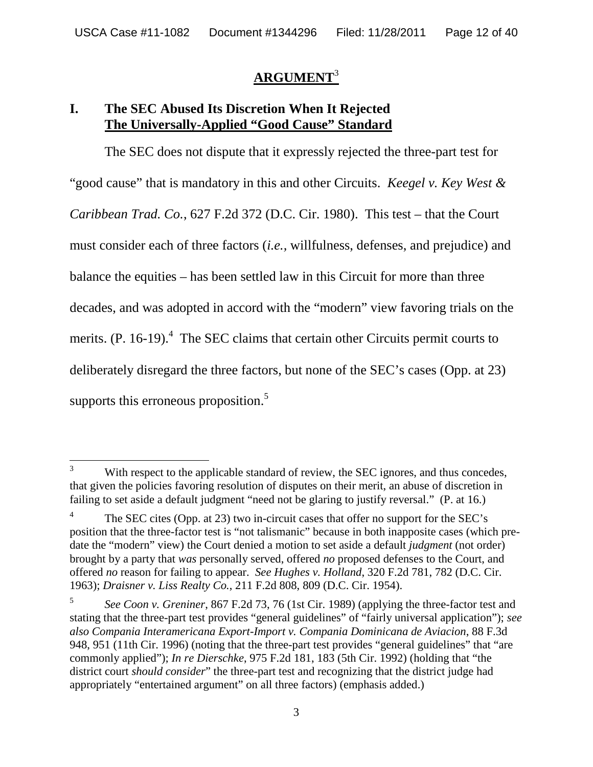## ARGUMENT[3]

### I. The SEC Abused Its Discretion When It Rejected The Universally-Applied "Good Cause" Standard

The SEC does not dispute that it expressly rejected the three-part test for "good cause" that is mandatory in this and other Circuits. *Keegel v. Key West & Caribbean Trad. Co.*, 627 F.2d 372 (D.C. Cir. 1980). This test – that the Court must consider each of three factors (*i.e.*, willfulness, defenses, and prejudice) and balance the equities – has been settled law in this Circuit for more than three decades, and was adopted in accord with the "modern" view favoring trials on the merits. (P. 16-19).[4] The SEC claims that certain other Circuits permit courts to deliberately disregard the three factors, but none of the SEC's cases (Opp. at 23) supports this erroneous proposition.[5]

---

[3] With respect to the applicable standard of review, the SEC ignores, and thus concedes, that given the policies favoring resolution of disputes on their merit, an abuse of discretion in failing to set aside a default judgment "need not be glaring to justify reversal." (P. at 16.)

[4] The SEC cites (Opp. at 23) two in-circuit cases that offer no support for the SEC's position that the three-factor test is "not talismanic" because in both inapposite cases (which pre-date the "modern" view) the Court denied a motion to set aside a default *judgment* (not order) brought by a party that *was* personally served, offered *no* proposed defenses to the Court, and offered *no* reason for failing to appear. *See Hughes v. Holland*, 320 F.2d 781, 782 (D.C. Cir. 1963); *Draisner v. Liss Realty Co.*, 211 F.2d 808, 809 (D.C. Cir. 1954).

[5] *See Coon v. Greniner*, 867 F.2d 73, 76 (1st Cir. 1989) (applying the three-factor test and stating that the three-part test provides "general guidelines" of "fairly universal application"); *see also Compania Interamericana Export-Import v. Compania Dominicana de Aviacion*, 88 F.3d 948, 951 (11th Cir. 1996) (noting that the three-part test provides "general guidelines" that "are commonly applied"); *In re Dierschke*, 975 F.2d 181, 183 (5th Cir. 1992) (holding that "the district court *should consider*" the three-part test and recognizing that the district judge had appropriately "entertained argument" on all three factors) (emphasis added.)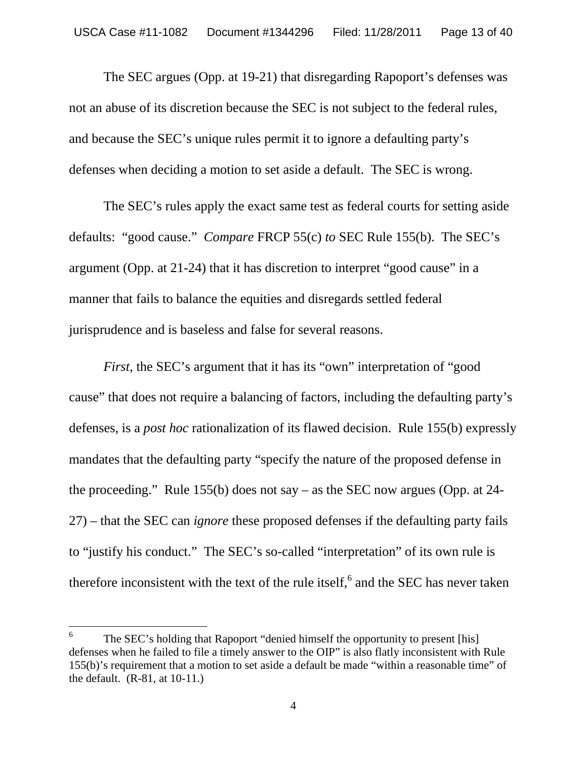The SEC argues (Opp. at 19-21) that disregarding Rapoport's defenses was not an abuse of its discretion because the SEC is not subject to the federal rules, and because the SEC's unique rules permit it to ignore a defaulting party's defenses when deciding a motion to set aside a default. The SEC is wrong.

The SEC's rules apply the exact same test as federal courts for setting aside defaults: "good cause." *Compare* FRCP 55(c) *to* SEC Rule 155(b). The SEC's argument (Opp. at 21-24) that it has discretion to interpret "good cause" in a manner that fails to balance the equities and disregards settled federal jurisprudence and is baseless and false for several reasons.

*First*, the SEC's argument that it has its "own" interpretation of "good cause" that does not require a balancing of factors, including the defaulting party's defenses, is a *post hoc* rationalization of its flawed decision. Rule 155(b) expressly mandates that the defaulting party "specify the nature of the proposed defense in the proceeding." Rule 155(b) does not say – as the SEC now argues (Opp. at 24-27) – that the SEC can *ignore* these proposed defenses if the defaulting party fails to "justify his conduct." The SEC's so-called "interpretation" of its own rule is therefore inconsistent with the text of the rule itself,[6] and the SEC has never taken

[6] The SEC's holding that Rapoport "denied himself the opportunity to present [his] defenses when he failed to file a timely answer to the OIP" is also flatly inconsistent with Rule 155(b)'s requirement that a motion to set aside a default be made "within a reasonable time" of the default. (R-81, at 10-11.)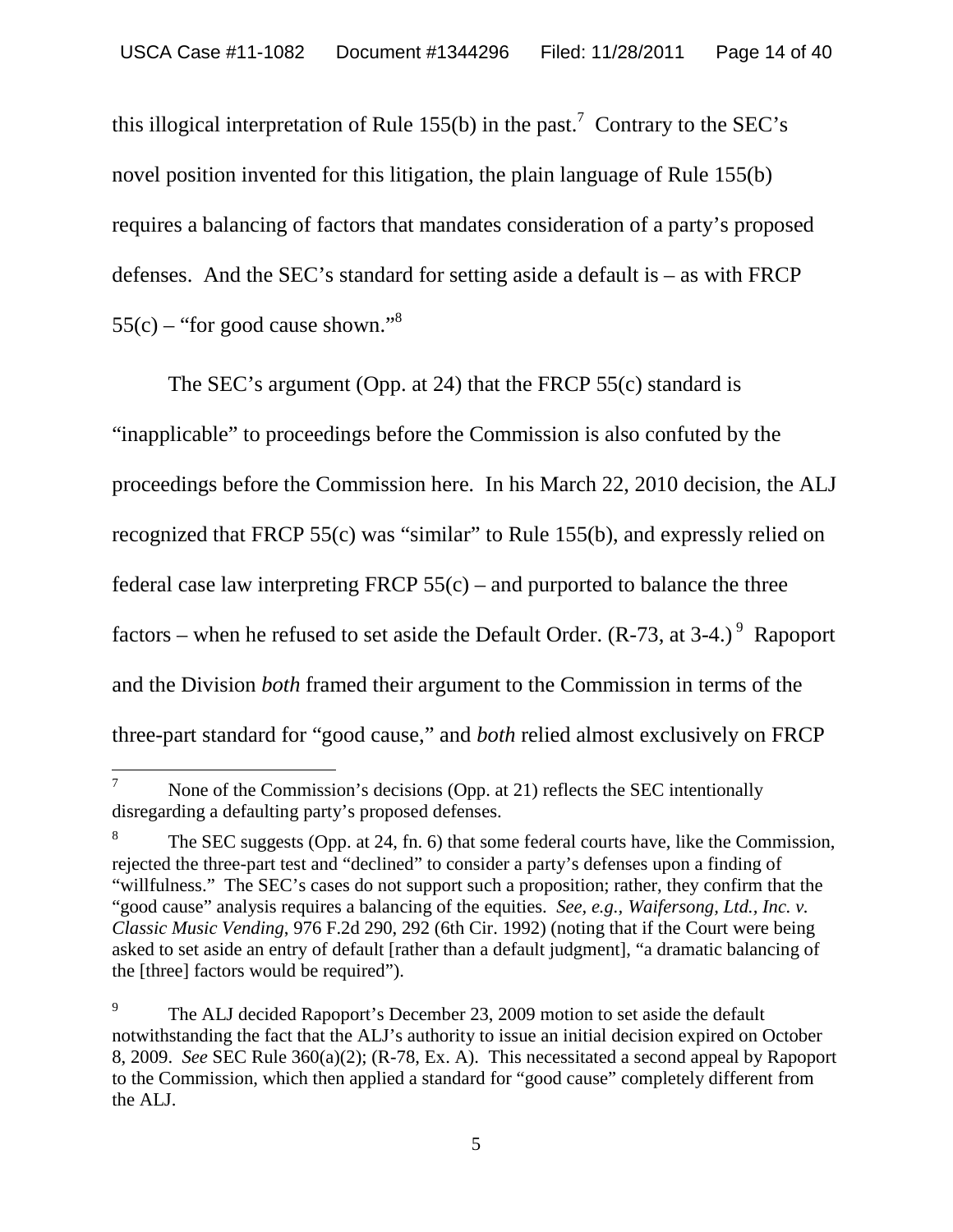this illogical interpretation of Rule 155(b) in the past.[7] Contrary to the SEC's novel position invented for this litigation, the plain language of Rule 155(b) requires a balancing of factors that mandates consideration of a party's proposed defenses. And the SEC's standard for setting aside a default is – as with FRCP 55(c) – "for good cause shown."[8]

The SEC's argument (Opp. at 24) that the FRCP 55(c) standard is "inapplicable" to proceedings before the Commission is also confuted by the proceedings before the Commission here. In his March 22, 2010 decision, the ALJ recognized that FRCP 55(c) was "similar" to Rule 155(b), and expressly relied on federal case law interpreting FRCP 55(c) – and purported to balance the three factors – when he refused to set aside the Default Order. (R-73, at 3-4.)[9] Rapoport and the Division *both* framed their argument to the Commission in terms of the three-part standard for "good cause," and *both* relied almost exclusively on FRCP

---

[7] None of the Commission's decisions (Opp. at 21) reflects the SEC intentionally disregarding a defaulting party's proposed defenses.

[8] The SEC suggests (Opp. at 24, fn. 6) that some federal courts have, like the Commission, rejected the three-part test and "declined" to consider a party's defenses upon a finding of "willfulness." The SEC's cases do not support such a proposition; rather, they confirm that the "good cause" analysis requires a balancing of the equities. *See, e.g., Waifersong, Ltd., Inc. v. Classic Music Vending*, 976 F.2d 290, 292 (6th Cir. 1992) (noting that if the Court were being asked to set aside an entry of default [rather than a default judgment], "a dramatic balancing of the [three] factors would be required").

[9] The ALJ decided Rapoport's December 23, 2009 motion to set aside the default notwithstanding the fact that the ALJ's authority to issue an initial decision expired on October 8, 2009. *See* SEC Rule 360(a)(2); (R-78, Ex. A). This necessitated a second appeal by Rapoport to the Commission, which then applied a standard for "good cause" completely different from the ALJ.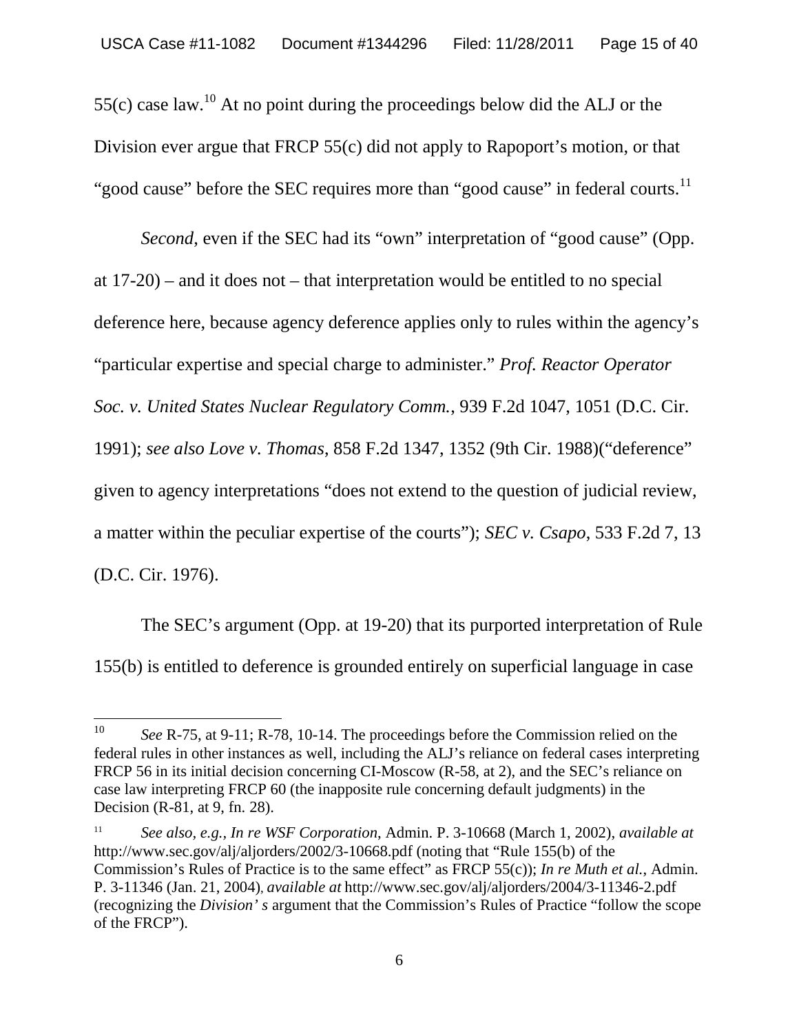55(c) case law.[10] At no point during the proceedings below did the ALJ or the Division ever argue that FRCP 55(c) did not apply to Rapoport's motion, or that "good cause" before the SEC requires more than "good cause" in federal courts.[11]

*Second*, even if the SEC had its "own" interpretation of "good cause" (Opp. at 17-20) – and it does not – that interpretation would be entitled to no special deference here, because agency deference applies only to rules within the agency's "particular expertise and special charge to administer." *Prof. Reactor Operator Soc. v. United States Nuclear Regulatory Comm.*, 939 F.2d 1047, 1051 (D.C. Cir. 1991); *see also Love v. Thomas*, 858 F.2d 1347, 1352 (9th Cir. 1988)("deference" given to agency interpretations "does not extend to the question of judicial review, a matter within the peculiar expertise of the courts"); *SEC v. Csapo*, 533 F.2d 7, 13 (D.C. Cir. 1976).

The SEC's argument (Opp. at 19-20) that its purported interpretation of Rule 155(b) is entitled to deference is grounded entirely on superficial language in case

---

[10] *See* R-75, at 9-11; R-78, 10-14. The proceedings before the Commission relied on the federal rules in other instances as well, including the ALJ's reliance on federal cases interpreting FRCP 56 in its initial decision concerning CI-Moscow (R-58, at 2), and the SEC's reliance on case law interpreting FRCP 60 (the inapposite rule concerning default judgments) in the Decision (R-81, at 9, fn. 28).

[11] *See also, e.g., In re WSF Corporation*, Admin. P. 3-10668 (March 1, 2002), *available at* http://www.sec.gov/alj/aljorders/2002/3-10668.pdf (noting that "Rule 155(b) of the Commission's Rules of Practice is to the same effect" as FRCP 55(c)); *In re Muth et al.*, Admin. P. 3-11346 (Jan. 21, 2004), *available at* http://www.sec.gov/alj/aljorders/2004/3-11346-2.pdf (recognizing the *Division' s* argument that the Commission's Rules of Practice "follow the scope of the FRCP").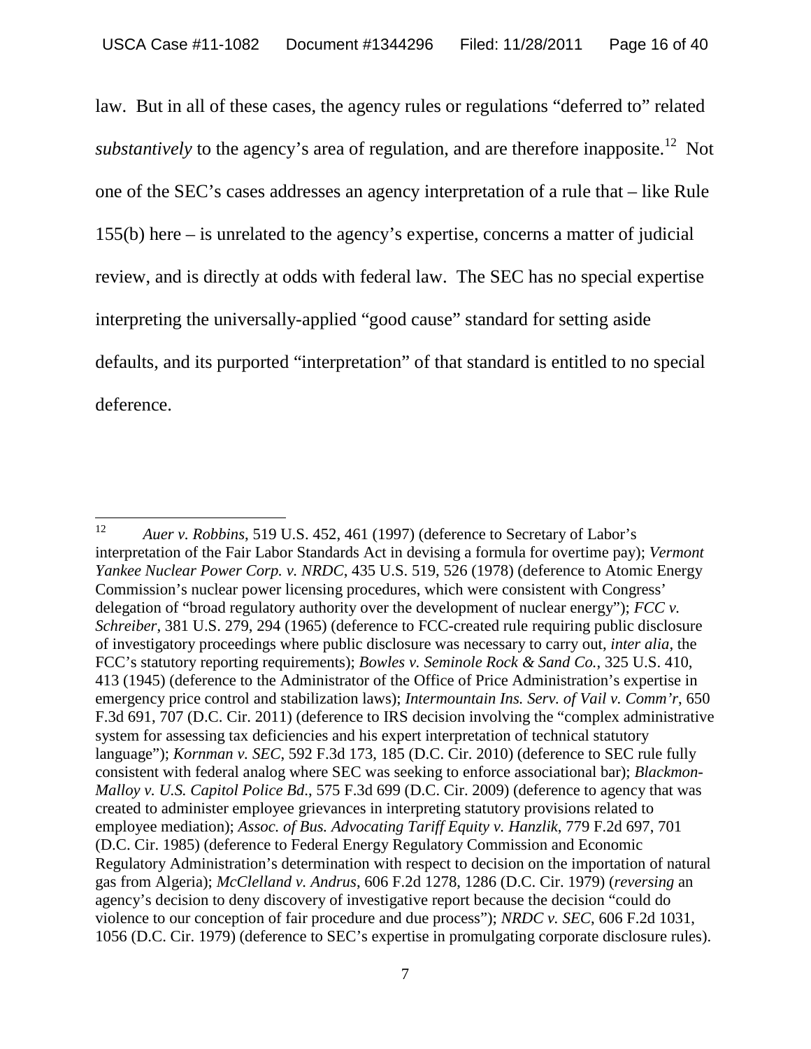law. But in all of these cases, the agency rules or regulations "deferred to" related *substantively* to the agency's area of regulation, and are therefore inapposite.[12] Not one of the SEC's cases addresses an agency interpretation of a rule that – like Rule 155(b) here – is unrelated to the agency's expertise, concerns a matter of judicial review, and is directly at odds with federal law. The SEC has no special expertise interpreting the universally-applied "good cause" standard for setting aside defaults, and its purported "interpretation" of that standard is entitled to no special deference.

---

[12] *Auer v. Robbins*, 519 U.S. 452, 461 (1997) (deference to Secretary of Labor's interpretation of the Fair Labor Standards Act in devising a formula for overtime pay); *Vermont Yankee Nuclear Power Corp. v. NRDC*, 435 U.S. 519, 526 (1978) (deference to Atomic Energy Commission's nuclear power licensing procedures, which were consistent with Congress' delegation of "broad regulatory authority over the development of nuclear energy"); *FCC v. Schreiber*, 381 U.S. 279, 294 (1965) (deference to FCC-created rule requiring public disclosure of investigatory proceedings where public disclosure was necessary to carry out, *inter alia*, the FCC's statutory reporting requirements); *Bowles v. Seminole Rock & Sand Co.*, 325 U.S. 410, 413 (1945) (deference to the Administrator of the Office of Price Administration's expertise in emergency price control and stabilization laws); *Intermountain Ins. Serv. of Vail v. Comm'r*, 650 F.3d 691, 707 (D.C. Cir. 2011) (deference to IRS decision involving the "complex administrative system for assessing tax deficiencies and his expert interpretation of technical statutory language"); *Kornman v. SEC*, 592 F.3d 173, 185 (D.C. Cir. 2010) (deference to SEC rule fully consistent with federal analog where SEC was seeking to enforce associational bar); *Blackmon-Malloy v. U.S. Capitol Police Bd.*, 575 F.3d 699 (D.C. Cir. 2009) (deference to agency that was created to administer employee grievances in interpreting statutory provisions related to employee mediation); *Assoc. of Bus. Advocating Tariff Equity v. Hanzlik*, 779 F.2d 697, 701 (D.C. Cir. 1985) (deference to Federal Energy Regulatory Commission and Economic Regulatory Administration's determination with respect to decision on the importation of natural gas from Algeria); *McClelland v. Andrus*, 606 F.2d 1278, 1286 (D.C. Cir. 1979) (*reversing* an agency's decision to deny discovery of investigative report because the decision "could do violence to our conception of fair procedure and due process"); *NRDC v. SEC*, 606 F.2d 1031, 1056 (D.C. Cir. 1979) (deference to SEC's expertise in promulgating corporate disclosure rules).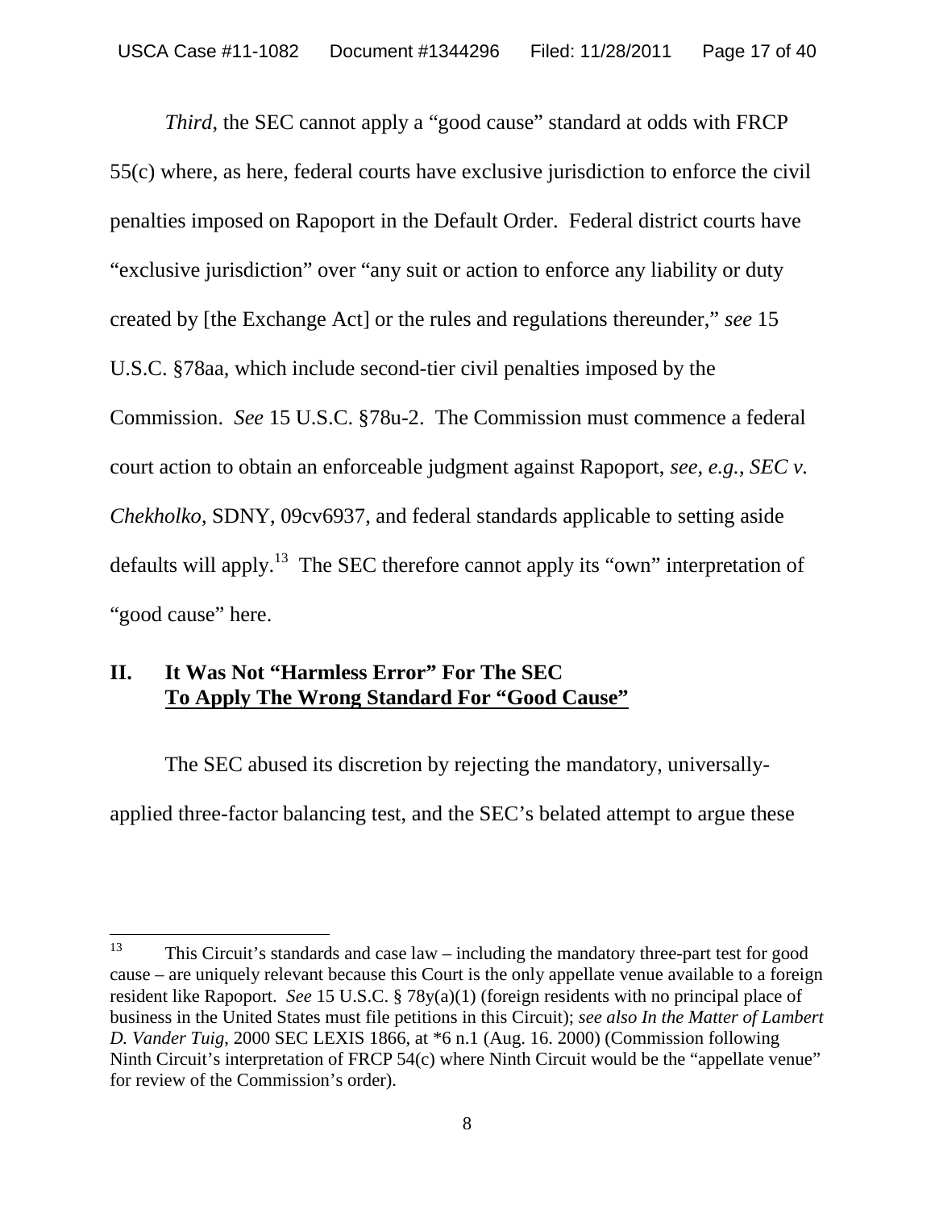*Third*, the SEC cannot apply a "good cause" standard at odds with FRCP 55(c) where, as here, federal courts have exclusive jurisdiction to enforce the civil penalties imposed on Rapoport in the Default Order. Federal district courts have "exclusive jurisdiction" over "any suit or action to enforce any liability or duty created by [the Exchange Act] or the rules and regulations thereunder," *see* 15 U.S.C. §78aa, which include second-tier civil penalties imposed by the Commission. *See* 15 U.S.C. §78u-2. The Commission must commence a federal court action to obtain an enforceable judgment against Rapoport, *see, e.g.*, *SEC v. Chekholko*, SDNY, 09cv6937, and federal standards applicable to setting aside defaults will apply.[13] The SEC therefore cannot apply its "own" interpretation of "good cause" here.

## II. It Was Not "Harmless Error" For The SEC To Apply The Wrong Standard For "Good Cause"

The SEC abused its discretion by rejecting the mandatory, universally-applied three-factor balancing test, and the SEC's belated attempt to argue these

---

[13] This Circuit's standards and case law – including the mandatory three-part test for good cause – are uniquely relevant because this Court is the only appellate venue available to a foreign resident like Rapoport. *See* 15 U.S.C. § 78y(a)(1) (foreign residents with no principal place of business in the United States must file petitions in this Circuit); *see also In the Matter of Lambert D. Vander Tuig*, 2000 SEC LEXIS 1866, at *6 n.1 (Aug. 16. 2000) (Commission following Ninth Circuit's interpretation of FRCP 54(c) where Ninth Circuit would be the "appellate venue" for review of the Commission's order).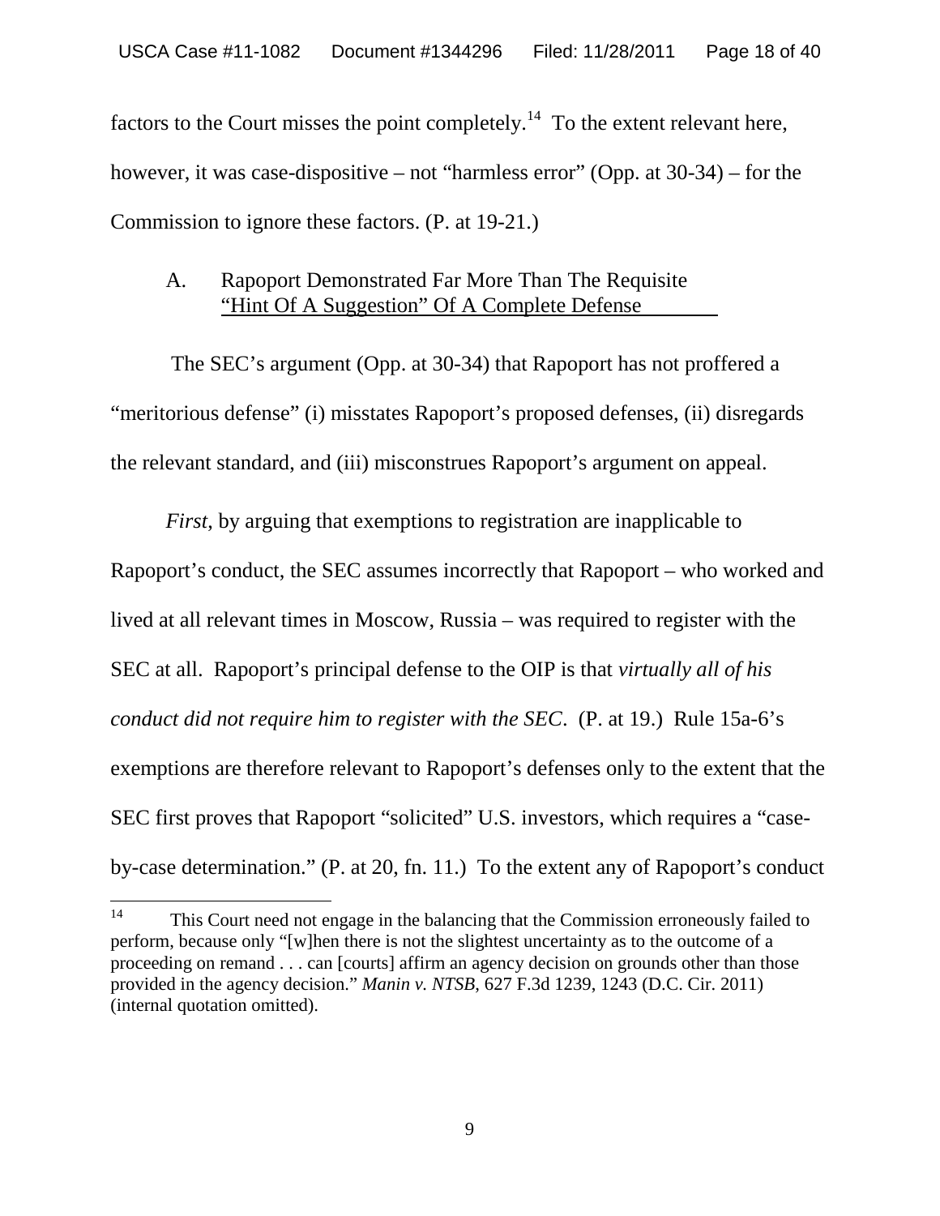factors to the Court misses the point completely.[14] To the extent relevant here, however, it was case-dispositive – not "harmless error" (Opp. at 30-34) – for the Commission to ignore these factors. (P. at 19-21.)

## A. Rapoport Demonstrated Far More Than The Requisite "Hint Of A Suggestion" Of A Complete Defense

The SEC's argument (Opp. at 30-34) that Rapoport has not proffered a "meritorious defense" (i) misstates Rapoport's proposed defenses, (ii) disregards the relevant standard, and (iii) misconstrues Rapoport's argument on appeal.

*First*, by arguing that exemptions to registration are inapplicable to Rapoport's conduct, the SEC assumes incorrectly that Rapoport – who worked and lived at all relevant times in Moscow, Russia – was required to register with the SEC at all. Rapoport's principal defense to the OIP is that *virtually all of his conduct did not require him to register with the SEC*. (P. at 19.) Rule 15a-6's exemptions are therefore relevant to Rapoport's defenses only to the extent that the SEC first proves that Rapoport "solicited" U.S. investors, which requires a "case-by-case determination." (P. at 20, fn. 11.) To the extent any of Rapoport's conduct

[14] This Court need not engage in the balancing that the Commission erroneously failed to perform, because only "[w]hen there is not the slightest uncertainty as to the outcome of a proceeding on remand . . . can [courts] affirm an agency decision on grounds other than those provided in the agency decision." *Manin v. NTSB*, 627 F.3d 1239, 1243 (D.C. Cir. 2011) (internal quotation omitted).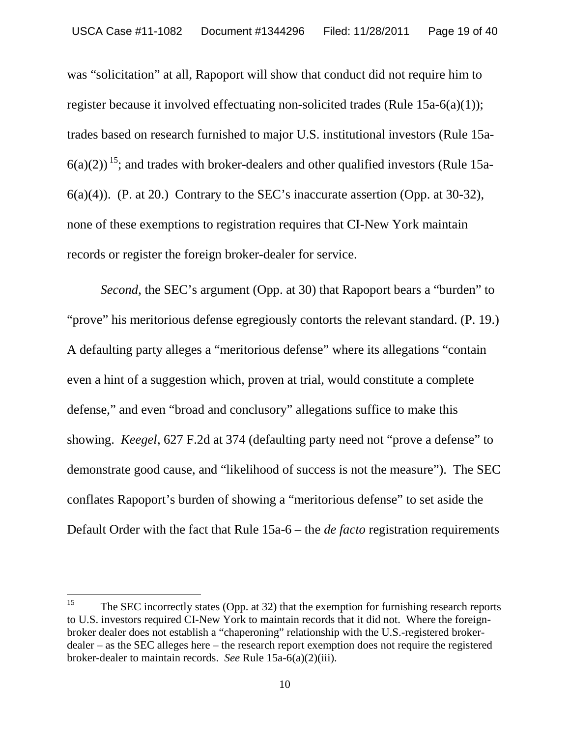was "solicitation" at all, Rapoport will show that conduct did not require him to register because it involved effectuating non-solicited trades (Rule 15a-6(a)(1)); trades based on research furnished to major U.S. institutional investors (Rule 15a-6(a)(2))[15]; and trades with broker-dealers and other qualified investors (Rule 15a-6(a)(4)). (P. at 20.) Contrary to the SEC's inaccurate assertion (Opp. at 30-32), none of these exemptions to registration requires that CI-New York maintain records or register the foreign broker-dealer for service.

*Second*, the SEC's argument (Opp. at 30) that Rapoport bears a "burden" to "prove" his meritorious defense egregiously contorts the relevant standard. (P. 19.) A defaulting party alleges a "meritorious defense" where its allegations "contain even a hint of a suggestion which, proven at trial, would constitute a complete defense," and even "broad and conclusory" allegations suffice to make this showing. *Keegel*, 627 F.2d at 374 (defaulting party need not "prove a defense" to demonstrate good cause, and "likelihood of success is not the measure"). The SEC conflates Rapoport's burden of showing a "meritorious defense" to set aside the Default Order with the fact that Rule 15a-6 – the *de facto* registration requirements

[15] The SEC incorrectly states (Opp. at 32) that the exemption for furnishing research reports to U.S. investors required CI-New York to maintain records that it did not. Where the foreign-broker dealer does not establish a "chaperoning" relationship with the U.S.-registered broker-dealer – as the SEC alleges here – the research report exemption does not require the registered broker-dealer to maintain records. *See* Rule 15a-6(a)(2)(iii).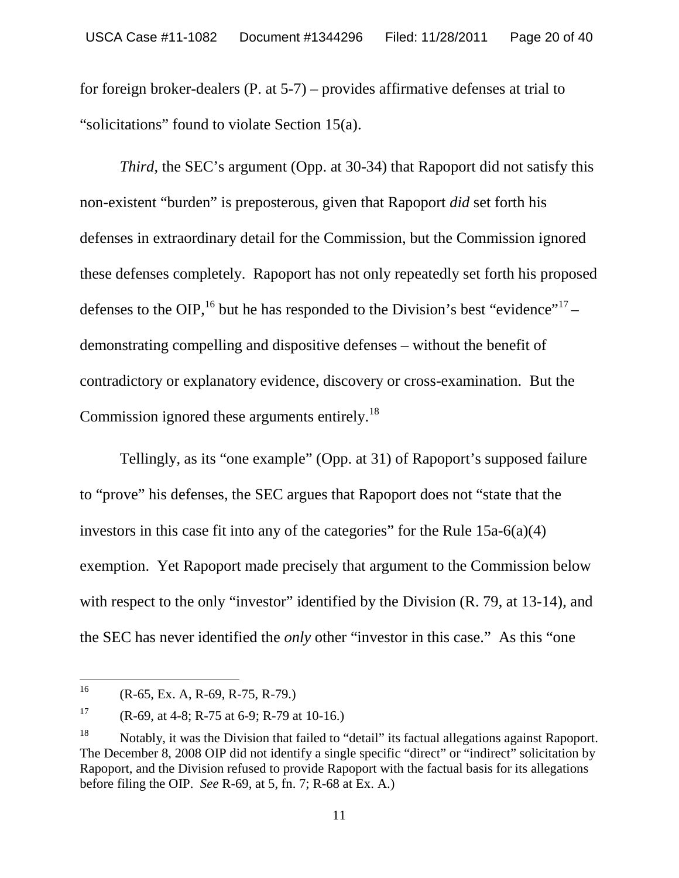for foreign broker-dealers (P. at 5-7) – provides affirmative defenses at trial to "solicitations" found to violate Section 15(a).

*Third*, the SEC's argument (Opp. at 30-34) that Rapoport did not satisfy this non-existent "burden" is preposterous, given that Rapoport *did* set forth his defenses in extraordinary detail for the Commission, but the Commission ignored these defenses completely. Rapoport has not only repeatedly set forth his proposed defenses to the OIP,[16] but he has responded to the Division's best "evidence"[17] – demonstrating compelling and dispositive defenses – without the benefit of contradictory or explanatory evidence, discovery or cross-examination. But the Commission ignored these arguments entirely.[18]

Tellingly, as its "one example" (Opp. at 31) of Rapoport's supposed failure to "prove" his defenses, the SEC argues that Rapoport does not "state that the investors in this case fit into any of the categories" for the Rule 15a-6(a)(4) exemption. Yet Rapoport made precisely that argument to the Commission below with respect to the only "investor" identified by the Division (R. 79, at 13-14), and the SEC has never identified the *only* other "investor in this case." As this "one

---

[16] (R-65, Ex. A, R-69, R-75, R-79.)

[17] (R-69, at 4-8; R-75 at 6-9; R-79 at 10-16.)

[18] Notably, it was the Division that failed to "detail" its factual allegations against Rapoport. The December 8, 2008 OIP did not identify a single specific "direct" or "indirect" solicitation by Rapoport, and the Division refused to provide Rapoport with the factual basis for its allegations before filing the OIP. *See* R-69, at 5, fn. 7; R-68 at Ex. A.)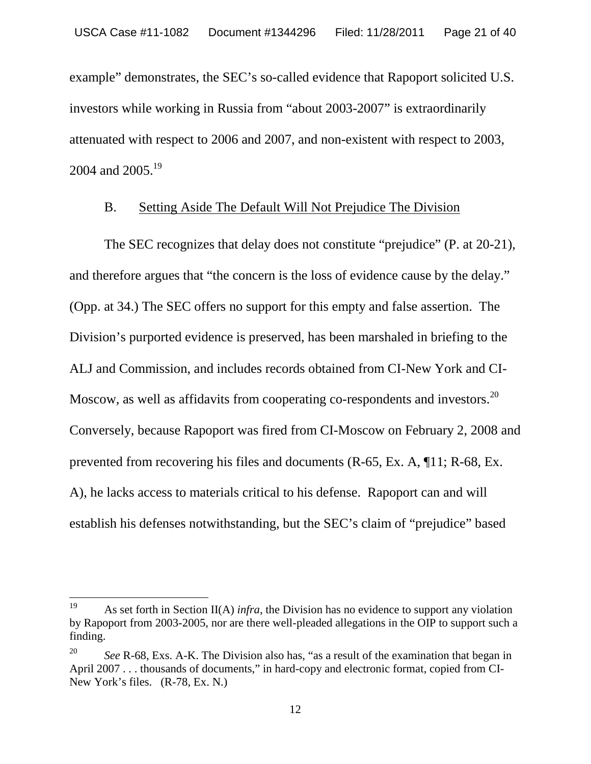example" demonstrates, the SEC's so-called evidence that Rapoport solicited U.S. investors while working in Russia from "about 2003-2007" is extraordinarily attenuated with respect to 2006 and 2007, and non-existent with respect to 2003, 2004 and 2005.[19]

### B. Setting Aside The Default Will Not Prejudice The Division

The SEC recognizes that delay does not constitute "prejudice" (P. at 20-21), and therefore argues that "the concern is the loss of evidence cause by the delay." (Opp. at 34.) The SEC offers no support for this empty and false assertion. The Division's purported evidence is preserved, has been marshaled in briefing to the ALJ and Commission, and includes records obtained from CI-New York and CI-Moscow, as well as affidavits from cooperating co-respondents and investors.[20] Conversely, because Rapoport was fired from CI-Moscow on February 2, 2008 and prevented from recovering his files and documents (R-65, Ex. A, ¶11; R-68, Ex. A), he lacks access to materials critical to his defense. Rapoport can and will establish his defenses notwithstanding, but the SEC's claim of "prejudice" based

---

[19] As set forth in Section II(A) *infra*, the Division has no evidence to support any violation by Rapoport from 2003-2005, nor are there well-pleaded allegations in the OIP to support such a finding.

[20] *See* R-68, Exs. A-K. The Division also has, "as a result of the examination that began in April 2007 . . . thousands of documents," in hard-copy and electronic format, copied from CI-New York's files. (R-78, Ex. N.)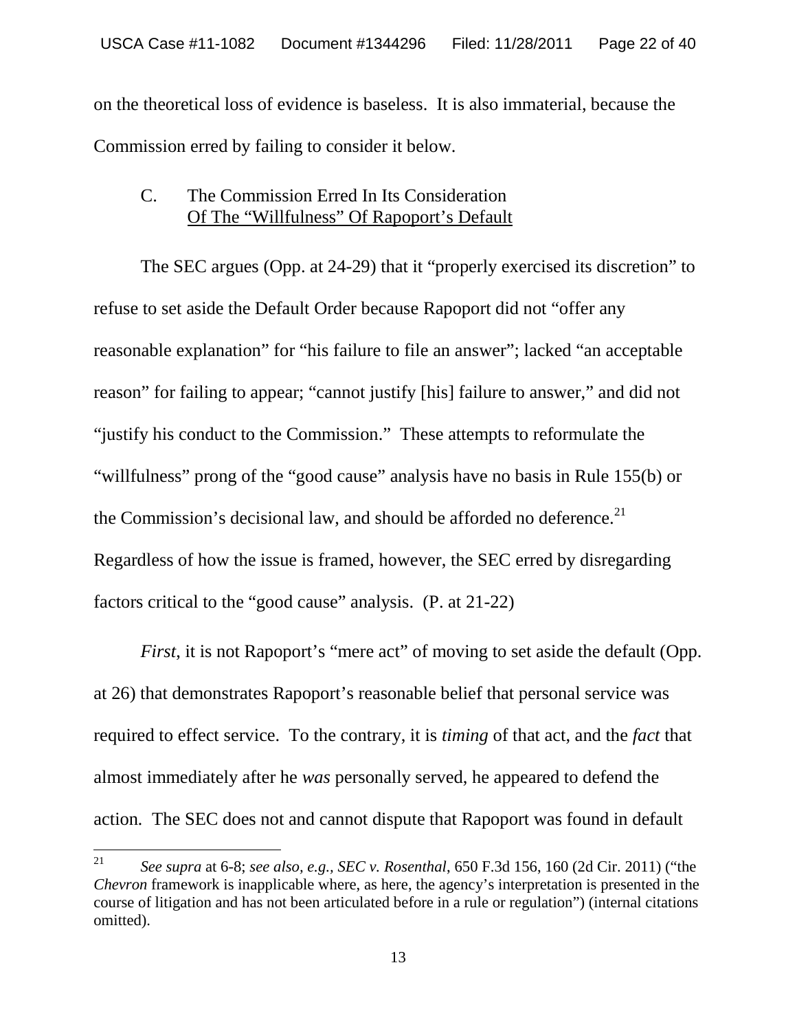on the theoretical loss of evidence is baseless. It is also immaterial, because the Commission erred by failing to consider it below.

### C. The Commission Erred In Its Consideration Of The "Willfulness" Of Rapoport's Default

The SEC argues (Opp. at 24-29) that it "properly exercised its discretion" to refuse to set aside the Default Order because Rapoport did not "offer any reasonable explanation" for "his failure to file an answer"; lacked "an acceptable reason" for failing to appear; "cannot justify [his] failure to answer," and did not "justify his conduct to the Commission." These attempts to reformulate the "willfulness" prong of the "good cause" analysis have no basis in Rule 155(b) or the Commission's decisional law, and should be afforded no deference.[21] Regardless of how the issue is framed, however, the SEC erred by disregarding factors critical to the "good cause" analysis. (P. at 21-22)

*First*, it is not Rapoport's "mere act" of moving to set aside the default (Opp. at 26) that demonstrates Rapoport's reasonable belief that personal service was required to effect service. To the contrary, it is *timing* of that act, and the *fact* that almost immediately after he *was* personally served, he appeared to defend the action. The SEC does not and cannot dispute that Rapoport was found in default

---

[21] *See supra* at 6-8; *see also, e.g., SEC v. Rosenthal*, 650 F.3d 156, 160 (2d Cir. 2011) ("the *Chevron* framework is inapplicable where, as here, the agency's interpretation is presented in the course of litigation and has not been articulated before in a rule or regulation") (internal citations omitted).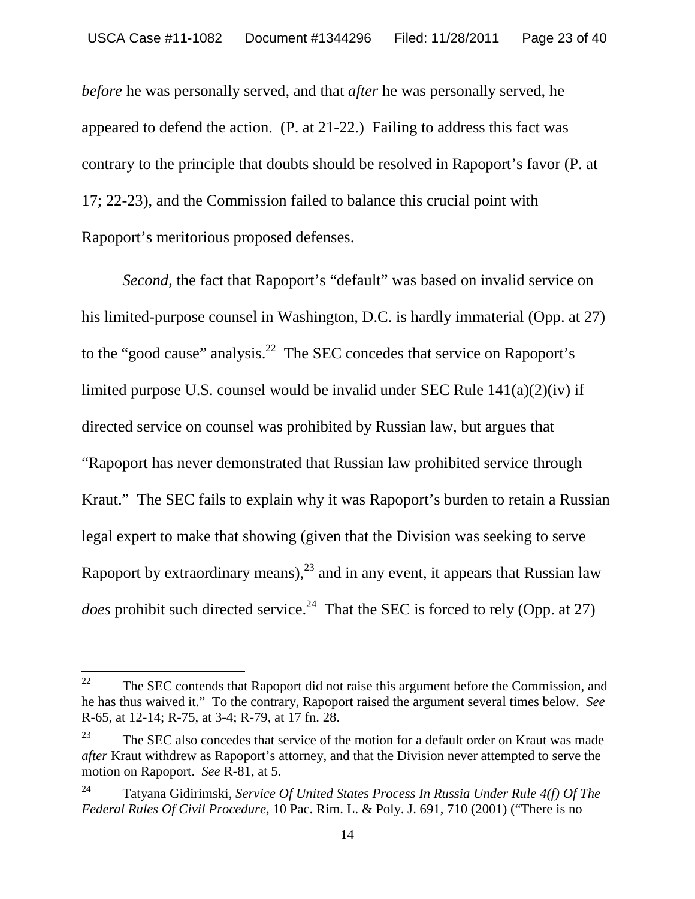*before* he was personally served, and that *after* he was personally served, he appeared to defend the action. (P. at 21-22.) Failing to address this fact was contrary to the principle that doubts should be resolved in Rapoport's favor (P. at 17; 22-23), and the Commission failed to balance this crucial point with Rapoport's meritorious proposed defenses.

*Second*, the fact that Rapoport's "default" was based on invalid service on his limited-purpose counsel in Washington, D.C. is hardly immaterial (Opp. at 27) to the "good cause" analysis.[22] The SEC concedes that service on Rapoport's limited purpose U.S. counsel would be invalid under SEC Rule 141(a)(2)(iv) if directed service on counsel was prohibited by Russian law, but argues that "Rapoport has never demonstrated that Russian law prohibited service through Kraut." The SEC fails to explain why it was Rapoport's burden to retain a Russian legal expert to make that showing (given that the Division was seeking to serve Rapoport by extraordinary means),[23] and in any event, it appears that Russian law *does* prohibit such directed service.[24] That the SEC is forced to rely (Opp. at 27)

---

[22] The SEC contends that Rapoport did not raise this argument before the Commission, and he has thus waived it." To the contrary, Rapoport raised the argument several times below. *See* R-65, at 12-14; R-75, at 3-4; R-79, at 17 fn. 28.

[23] The SEC also concedes that service of the motion for a default order on Kraut was made *after* Kraut withdrew as Rapoport's attorney, and that the Division never attempted to serve the motion on Rapoport. *See* R-81, at 5.

[24] Tatyana Gidirimski, *Service Of United States Process In Russia Under Rule 4(f) Of The Federal Rules Of Civil Procedure*, 10 Pac. Rim. L. & Poly. J. 691, 710 (2001) ("There is no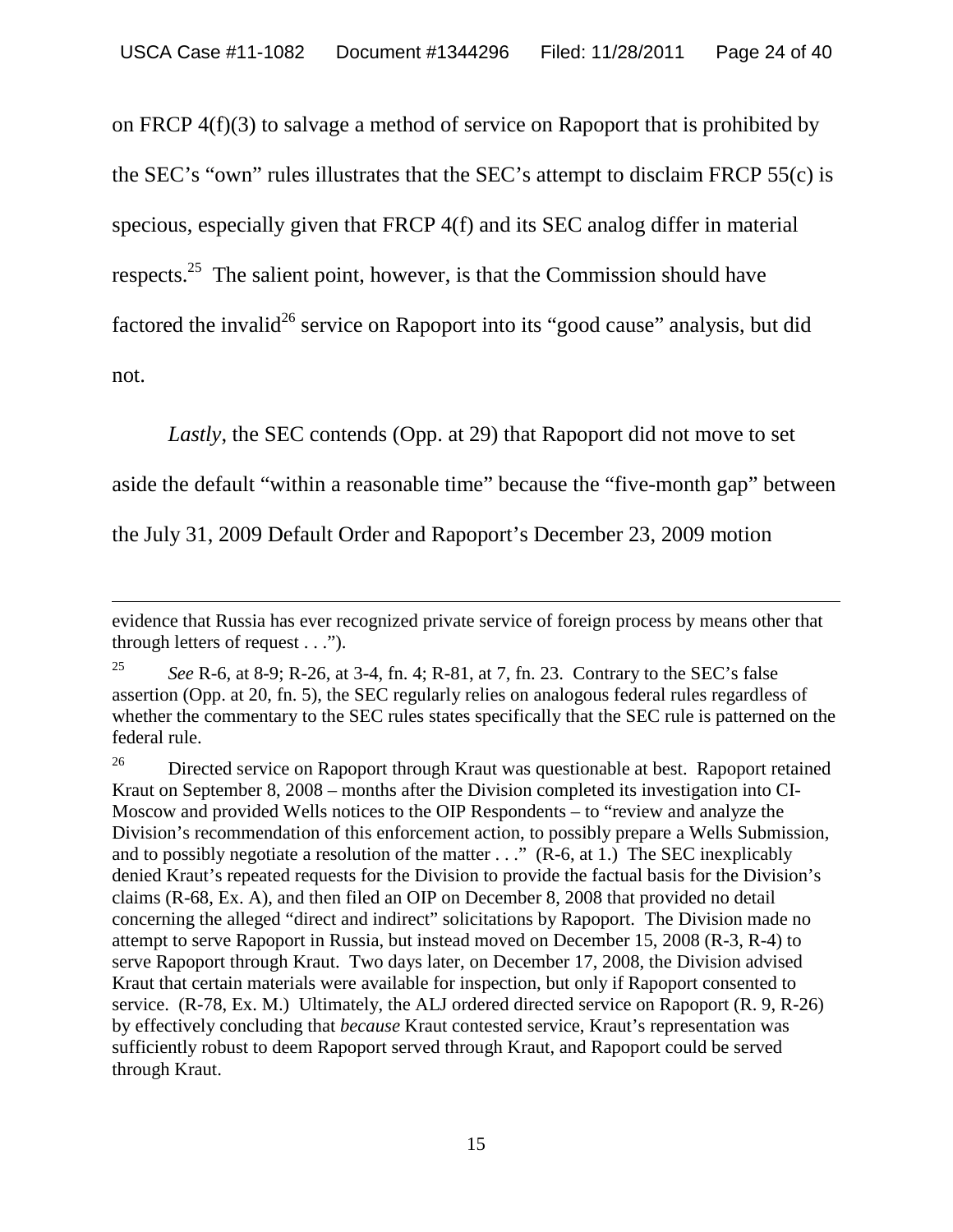on FRCP 4(f)(3) to salvage a method of service on Rapoport that is prohibited by the SEC's "own" rules illustrates that the SEC's attempt to disclaim FRCP 55(c) is specious, especially given that FRCP 4(f) and its SEC analog differ in material respects.[25] The salient point, however, is that the Commission should have factored the invalid[26] service on Rapoport into its "good cause" analysis, but did not.

*Lastly*, the SEC contends (Opp. at 29) that Rapoport did not move to set aside the default "within a reasonable time" because the "five-month gap" between the July 31, 2009 Default Order and Rapoport's December 23, 2009 motion

---

evidence that Russia has ever recognized private service of foreign process by means other that through letters of request . . .").

[25] *See* R-6, at 8-9; R-26, at 3-4, fn. 4; R-81, at 7, fn. 23. Contrary to the SEC's false assertion (Opp. at 20, fn. 5), the SEC regularly relies on analogous federal rules regardless of whether the commentary to the SEC rules states specifically that the SEC rule is patterned on the federal rule.

[26] Directed service on Rapoport through Kraut was questionable at best. Rapoport retained Kraut on September 8, 2008 – months after the Division completed its investigation into CI-Moscow and provided Wells notices to the OIP Respondents – to "review and analyze the Division's recommendation of this enforcement action, to possibly prepare a Wells Submission, and to possibly negotiate a resolution of the matter . . ." (R-6, at 1.) The SEC inexplicably denied Kraut's repeated requests for the Division to provide the factual basis for the Division's claims (R-68, Ex. A), and then filed an OIP on December 8, 2008 that provided no detail concerning the alleged "direct and indirect" solicitations by Rapoport. The Division made no attempt to serve Rapoport in Russia, but instead moved on December 15, 2008 (R-3, R-4) to serve Rapoport through Kraut. Two days later, on December 17, 2008, the Division advised Kraut that certain materials were available for inspection, but only if Rapoport consented to service. (R-78, Ex. M.) Ultimately, the ALJ ordered directed service on Rapoport (R. 9, R-26) by effectively concluding that *because* Kraut contested service, Kraut's representation was sufficiently robust to deem Rapoport served through Kraut, and Rapoport could be served through Kraut.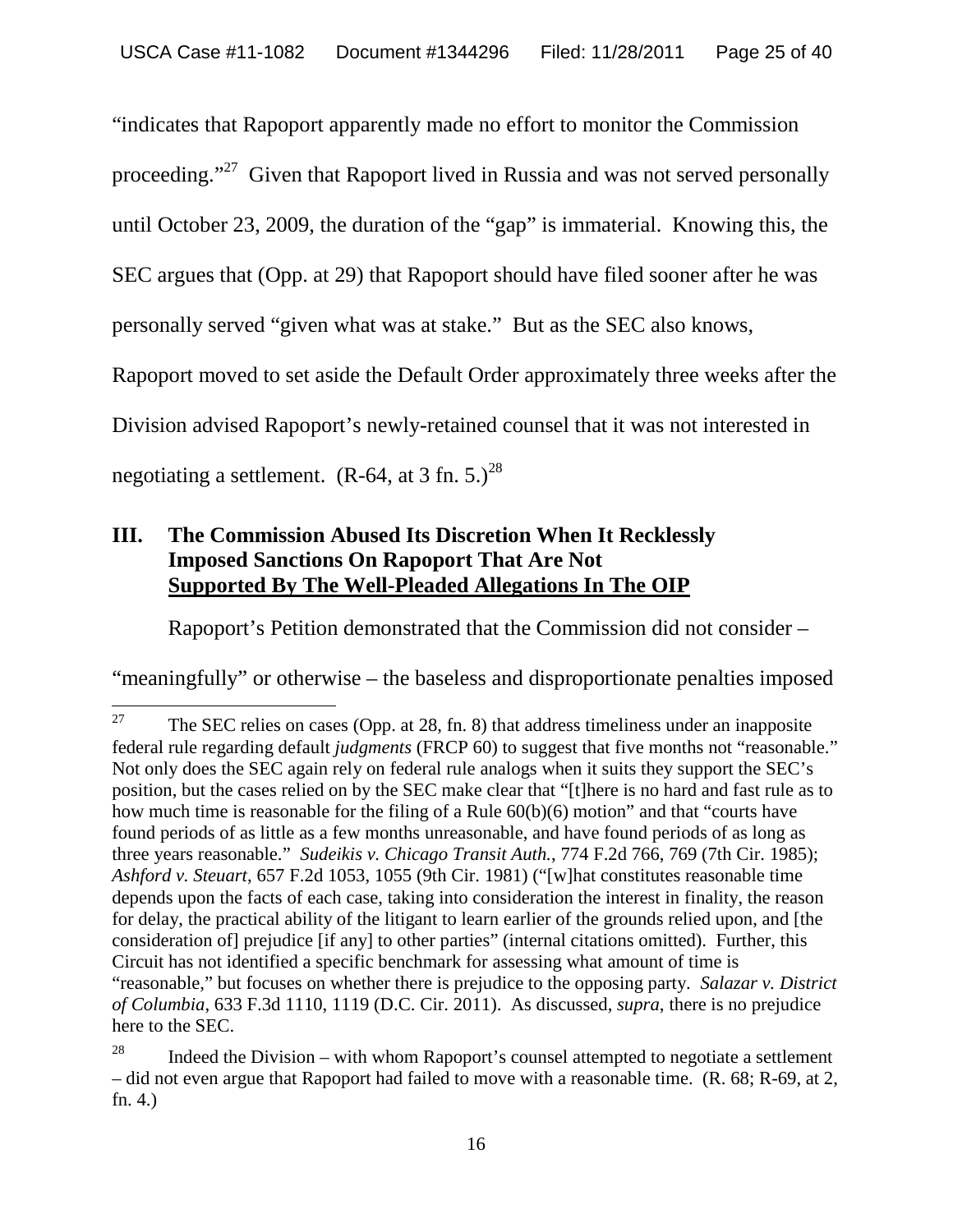"indicates that Rapoport apparently made no effort to monitor the Commission proceeding."[27] Given that Rapoport lived in Russia and was not served personally until October 23, 2009, the duration of the "gap" is immaterial. Knowing this, the SEC argues that (Opp. at 29) that Rapoport should have filed sooner after he was personally served "given what was at stake." But as the SEC also knows, Rapoport moved to set aside the Default Order approximately three weeks after the Division advised Rapoport's newly-retained counsel that it was not interested in negotiating a settlement. (R-64, at 3 fn. 5.)[28]

## III. The Commission Abused Its Discretion When It Recklessly Imposed Sanctions On Rapoport That Are Not Supported By The Well-Pleaded Allegations In The OIP

Rapoport's Petition demonstrated that the Commission did not consider – "meaningfully" or otherwise – the baseless and disproportionate penalties imposed

---

[27] The SEC relies on cases (Opp. at 28, fn. 8) that address timeliness under an inapposite federal rule regarding default *judgments* (FRCP 60) to suggest that five months not "reasonable." Not only does the SEC again rely on federal rule analogs when it suits they support the SEC's position, but the cases relied on by the SEC make clear that "[t]here is no hard and fast rule as to how much time is reasonable for the filing of a Rule 60(b)(6) motion" and that "courts have found periods of as little as a few months unreasonable, and have found periods of as long as three years reasonable." *Sudeikis v. Chicago Transit Auth.*, 774 F.2d 766, 769 (7th Cir. 1985); *Ashford v. Steuart*, 657 F.2d 1053, 1055 (9th Cir. 1981) ("[w]hat constitutes reasonable time depends upon the facts of each case, taking into consideration the interest in finality, the reason for delay, the practical ability of the litigant to learn earlier of the grounds relied upon, and [the consideration of] prejudice [if any] to other parties" (internal citations omitted). Further, this Circuit has not identified a specific benchmark for assessing what amount of time is "reasonable," but focuses on whether there is prejudice to the opposing party. *Salazar v. District of Columbia*, 633 F.3d 1110, 1119 (D.C. Cir. 2011). As discussed, *supra*, there is no prejudice here to the SEC.

[28] Indeed the Division – with whom Rapoport's counsel attempted to negotiate a settlement – did not even argue that Rapoport had failed to move with a reasonable time. (R. 68; R-69, at 2, fn. 4.)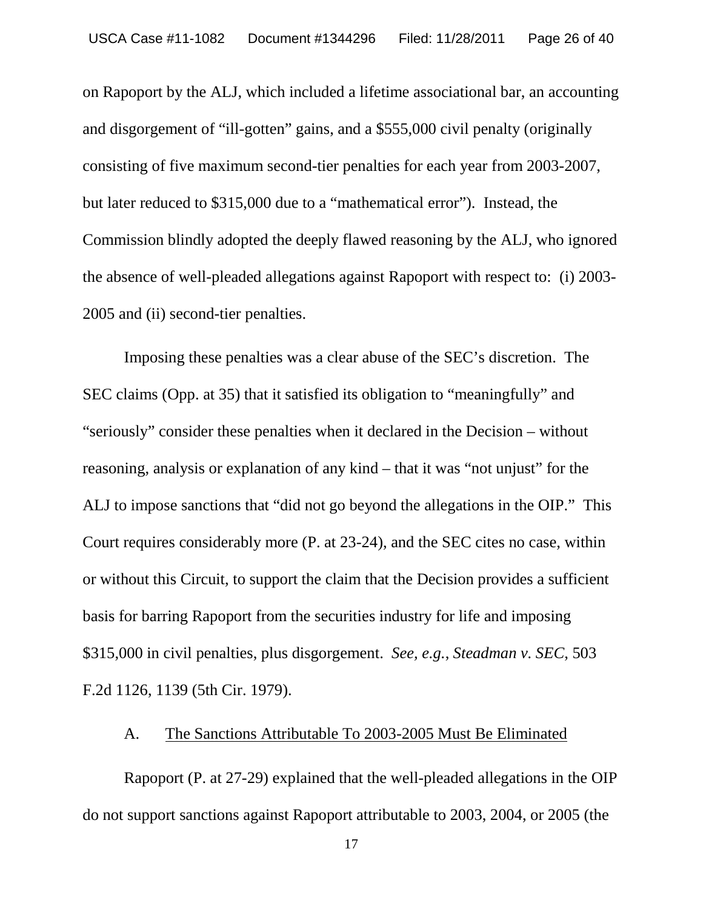on Rapoport by the ALJ, which included a lifetime associational bar, an accounting and disgorgement of "ill-gotten" gains, and a $555,000 civil penalty (originally consisting of five maximum second-tier penalties for each year from 2003-2007, but later reduced to $315,000 due to a "mathematical error"). Instead, the Commission blindly adopted the deeply flawed reasoning by the ALJ, who ignored the absence of well-pleaded allegations against Rapoport with respect to: (i) 2003-2005 and (ii) second-tier penalties.

Imposing these penalties was a clear abuse of the SEC's discretion. The SEC claims (Opp. at 35) that it satisfied its obligation to "meaningfully" and "seriously" consider these penalties when it declared in the Decision – without reasoning, analysis or explanation of any kind – that it was "not unjust" for the ALJ to impose sanctions that "did not go beyond the allegations in the OIP." This Court requires considerably more (P. at 23-24), and the SEC cites no case, within or without this Circuit, to support the claim that the Decision provides a sufficient basis for barring Rapoport from the securities industry for life and imposing $315,000 in civil penalties, plus disgorgement. *See, e.g.*, *Steadman v. SEC*, 503 F.2d 1126, 1139 (5th Cir. 1979).

A. <u>The Sanctions Attributable To 2003-2005 Must Be Eliminated</u>

Rapoport (P. at 27-29) explained that the well-pleaded allegations in the OIP do not support sanctions against Rapoport attributable to 2003, 2004, or 2005 (the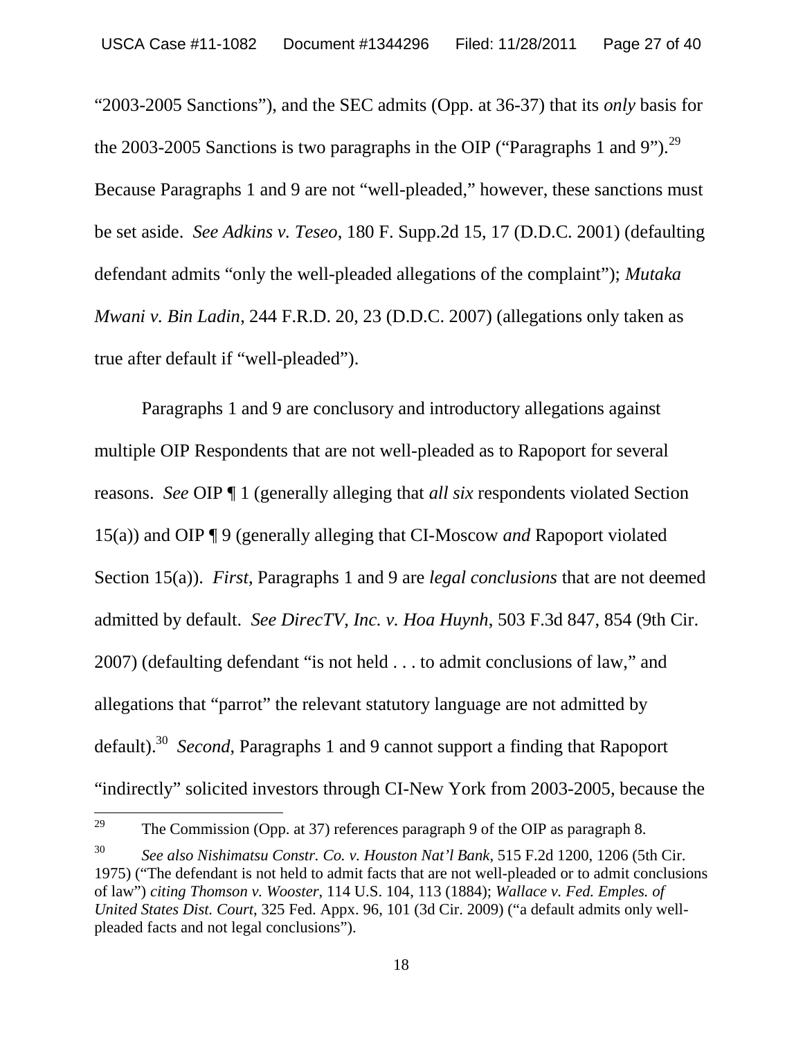"2003-2005 Sanctions"), and the SEC admits (Opp. at 36-37) that its *only* basis for the 2003-2005 Sanctions is two paragraphs in the OIP ("Paragraphs 1 and 9").[29] Because Paragraphs 1 and 9 are not "well-pleaded," however, these sanctions must be set aside. *See Adkins v. Teseo*, 180 F. Supp.2d 15, 17 (D.D.C. 2001) (defaulting defendant admits "only the well-pleaded allegations of the complaint"); *Mutaka Mwani v. Bin Ladin*, 244 F.R.D. 20, 23 (D.D.C. 2007) (allegations only taken as true after default if "well-pleaded").

Paragraphs 1 and 9 are conclusory and introductory allegations against multiple OIP Respondents that are not well-pleaded as to Rapoport for several reasons. *See* OIP ¶ 1 (generally alleging that *all six* respondents violated Section 15(a)) and OIP ¶ 9 (generally alleging that CI-Moscow *and* Rapoport violated Section 15(a)). *First*, Paragraphs 1 and 9 are *legal conclusions* that are not deemed admitted by default. *See DirecTV, Inc. v. Hoa Huynh*, 503 F.3d 847, 854 (9th Cir. 2007) (defaulting defendant "is not held . . . to admit conclusions of law," and allegations that "parrot" the relevant statutory language are not admitted by default).[30] *Second*, Paragraphs 1 and 9 cannot support a finding that Rapoport "indirectly" solicited investors through CI-New York from 2003-2005, because the

---

[29] The Commission (Opp. at 37) references paragraph 9 of the OIP as paragraph 8.

[30] *See also Nishimatsu Constr. Co. v. Houston Nat'l Bank*, 515 F.2d 1200, 1206 (5th Cir. 1975) ("The defendant is not held to admit facts that are not well-pleaded or to admit conclusions of law") *citing Thomson v. Wooster*, 114 U.S. 104, 113 (1884); *Wallace v. Fed. Emples. of United States Dist. Court*, 325 Fed. Appx. 96, 101 (3d Cir. 2009) ("a default admits only well-pleaded facts and not legal conclusions").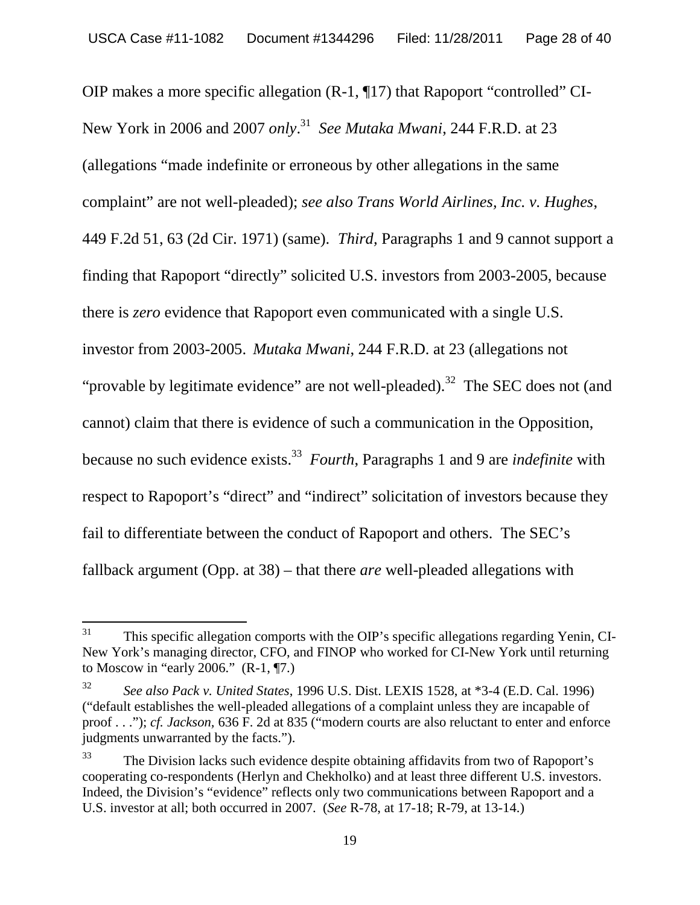OIP makes a more specific allegation (R-1, ¶17) that Rapoport "controlled" CI-New York in 2006 and 2007 *only*.[31] *See Mutaka Mwani*, 244 F.R.D. at 23 (allegations "made indefinite or erroneous by other allegations in the same complaint" are not well-pleaded); *see also Trans World Airlines, Inc. v. Hughes*, 449 F.2d 51, 63 (2d Cir. 1971) (same). *Third*, Paragraphs 1 and 9 cannot support a finding that Rapoport "directly" solicited U.S. investors from 2003-2005, because there is *zero* evidence that Rapoport even communicated with a single U.S. investor from 2003-2005. *Mutaka Mwani*, 244 F.R.D. at 23 (allegations not "provable by legitimate evidence" are not well-pleaded).[32] The SEC does not (and cannot) claim that there is evidence of such a communication in the Opposition, because no such evidence exists.[33] *Fourth*, Paragraphs 1 and 9 are *indefinite* with respect to Rapoport's "direct" and "indirect" solicitation of investors because they fail to differentiate between the conduct of Rapoport and others. The SEC's fallback argument (Opp. at 38) – that there *are* well-pleaded allegations with

---

[31] This specific allegation comports with the OIP's specific allegations regarding Yenin, CI-New York's managing director, CFO, and FINOP who worked for CI-New York until returning to Moscow in "early 2006." (R-1, ¶7.)

[32] *See also Pack v. United States*, 1996 U.S. Dist. LEXIS 1528, at *3-4 (E.D. Cal. 1996) ("default establishes the well-pleaded allegations of a complaint unless they are incapable of proof . . ."); *cf. Jackson*, 636 F. 2d at 835 ("modern courts are also reluctant to enter and enforce judgments unwarranted by the facts.").

[33] The Division lacks such evidence despite obtaining affidavits from two of Rapoport's cooperating co-respondents (Herlyn and Chekholko) and at least three different U.S. investors. Indeed, the Division's "evidence" reflects only two communications between Rapoport and a U.S. investor at all; both occurred in 2007. (*See* R-78, at 17-18; R-79, at 13-14.)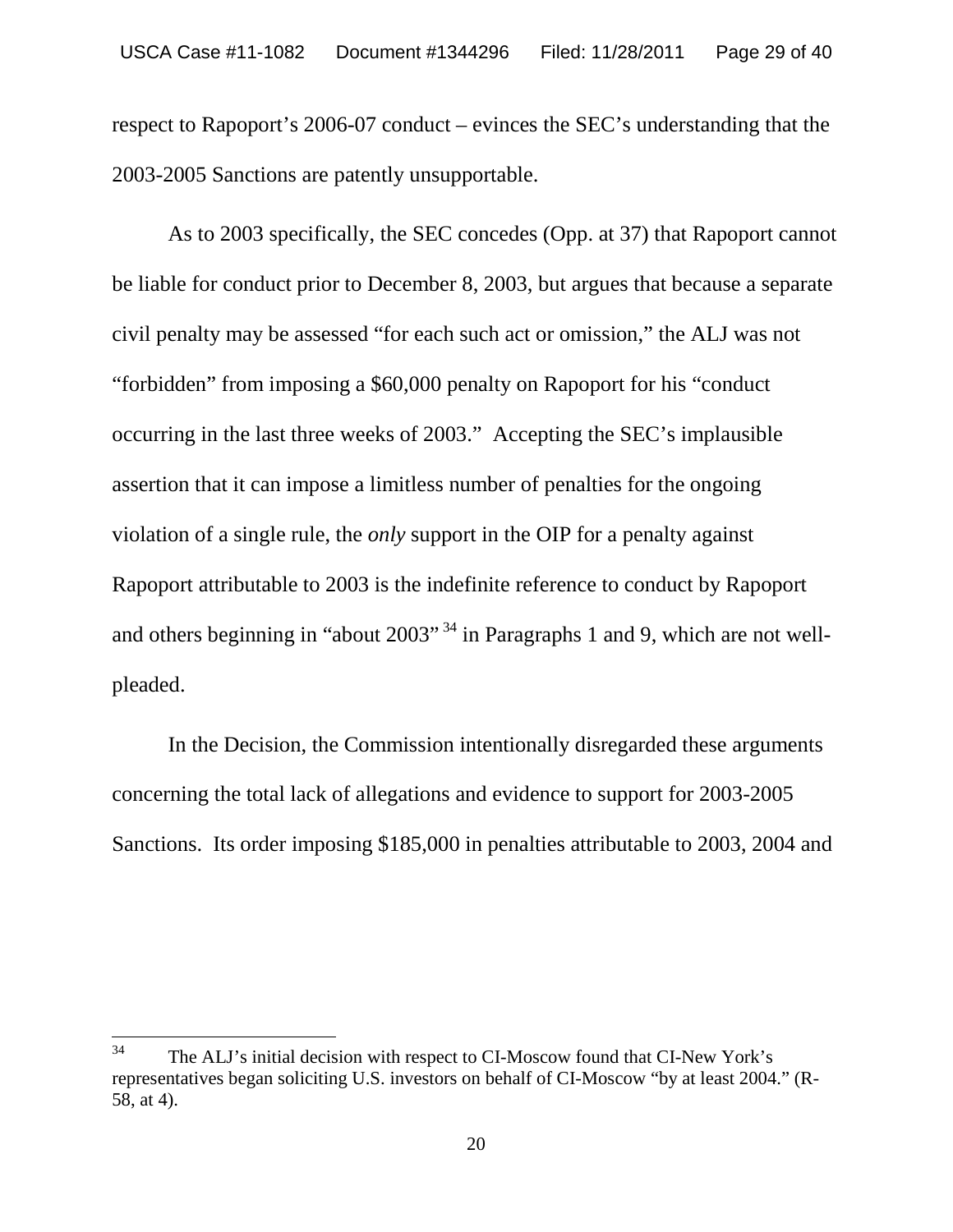respect to Rapoport's 2006-07 conduct – evinces the SEC's understanding that the 2003-2005 Sanctions are patently unsupportable.

As to 2003 specifically, the SEC concedes (Opp. at 37) that Rapoport cannot be liable for conduct prior to December 8, 2003, but argues that because a separate civil penalty may be assessed "for each such act or omission," the ALJ was not "forbidden" from imposing a $60,000 penalty on Rapoport for his "conduct occurring in the last three weeks of 2003." Accepting the SEC's implausible assertion that it can impose a limitless number of penalties for the ongoing violation of a single rule, the *only* support in the OIP for a penalty against Rapoport attributable to 2003 is the indefinite reference to conduct by Rapoport and others beginning in "about 2003"[34] in Paragraphs 1 and 9, which are not well-pleaded.

In the Decision, the Commission intentionally disregarded these arguments concerning the total lack of allegations and evidence to support for 2003-2005 Sanctions. Its order imposing $185,000 in penalties attributable to 2003, 2004 and

---

[34] The ALJ's initial decision with respect to CI-Moscow found that CI-New York's representatives began soliciting U.S. investors on behalf of CI-Moscow "by at least 2004." (R-58, at 4).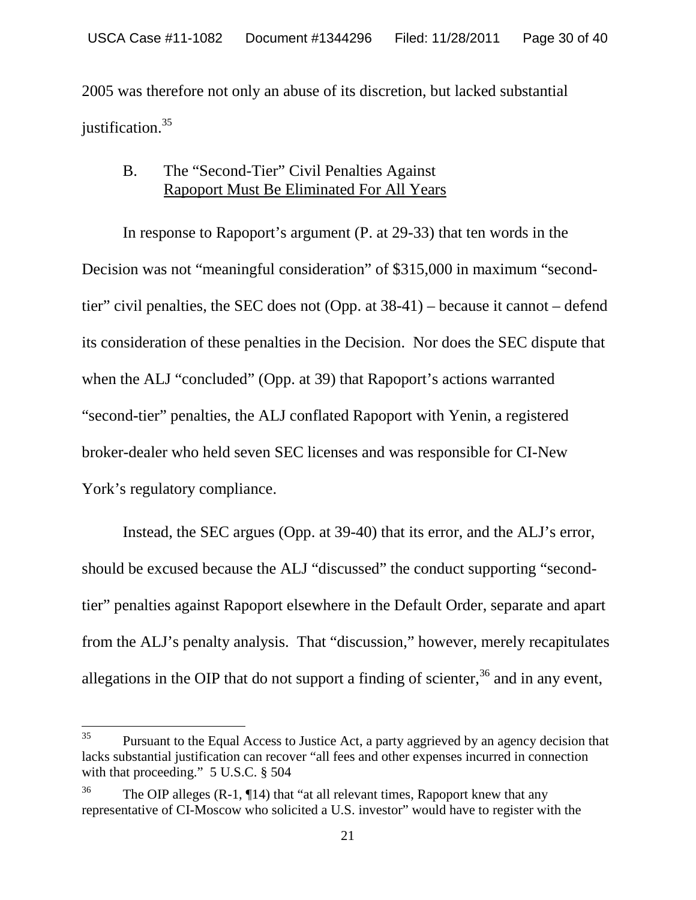2005 was therefore not only an abuse of its discretion, but lacked substantial justification.[35]

## B. The "Second-Tier" Civil Penalties Against Rapoport Must Be Eliminated For All Years

In response to Rapoport's argument (P. at 29-33) that ten words in the Decision was not "meaningful consideration" of $315,000 in maximum "second-tier" civil penalties, the SEC does not (Opp. at 38-41) – because it cannot – defend its consideration of these penalties in the Decision. Nor does the SEC dispute that when the ALJ "concluded" (Opp. at 39) that Rapoport's actions warranted "second-tier" penalties, the ALJ conflated Rapoport with Yenin, a registered broker-dealer who held seven SEC licenses and was responsible for CI-New York's regulatory compliance.

Instead, the SEC argues (Opp. at 39-40) that its error, and the ALJ's error, should be excused because the ALJ "discussed" the conduct supporting "second-tier" penalties against Rapoport elsewhere in the Default Order, separate and apart from the ALJ's penalty analysis. That "discussion," however, merely recapitulates allegations in the OIP that do not support a finding of scienter,[36] and in any event,

---

[35] Pursuant to the Equal Access to Justice Act, a party aggrieved by an agency decision that lacks substantial justification can recover "all fees and other expenses incurred in connection with that proceeding." 5 U.S.C. § 504

[36] The OIP alleges (R-1, ¶14) that "at all relevant times, Rapoport knew that any representative of CI-Moscow who solicited a U.S. investor" would have to register with the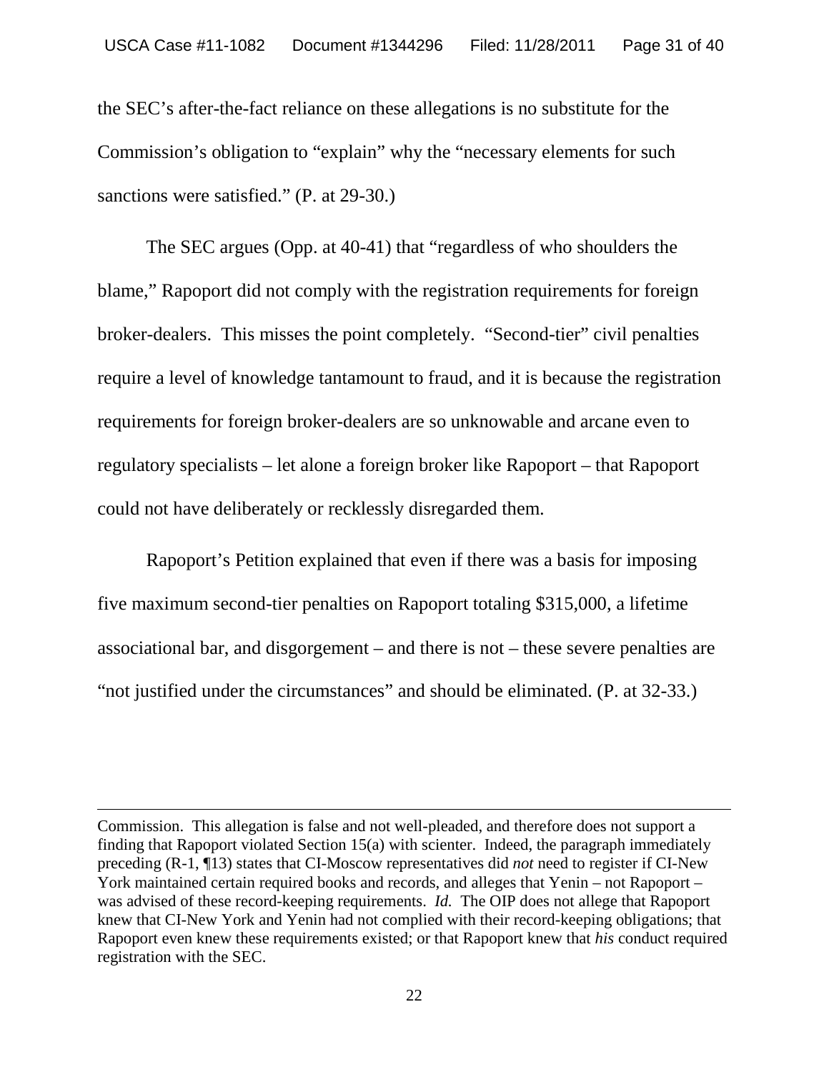the SEC's after-the-fact reliance on these allegations is no substitute for the Commission's obligation to "explain" why the "necessary elements for such sanctions were satisfied." (P. at 29-30.)

The SEC argues (Opp. at 40-41) that "regardless of who shoulders the blame," Rapoport did not comply with the registration requirements for foreign broker-dealers. This misses the point completely. "Second-tier" civil penalties require a level of knowledge tantamount to fraud, and it is because the registration requirements for foreign broker-dealers are so unknowable and arcane even to regulatory specialists – let alone a foreign broker like Rapoport – that Rapoport could not have deliberately or recklessly disregarded them.

Rapoport's Petition explained that even if there was a basis for imposing five maximum second-tier penalties on Rapoport totaling $315,000, a lifetime associational bar, and disgorgement – and there is not – these severe penalties are "not justified under the circumstances" and should be eliminated. (P. at 32-33.)

---

Commission. This allegation is false and not well-pleaded, and therefore does not support a finding that Rapoport violated Section 15(a) with scienter. Indeed, the paragraph immediately preceding (R-1, ¶13) states that CI-Moscow representatives did *not* need to register if CI-New York maintained certain required books and records, and alleges that Yenin – not Rapoport – was advised of these record-keeping requirements. *Id.* The OIP does not allege that Rapoport knew that CI-New York and Yenin had not complied with their record-keeping obligations; that Rapoport even knew these requirements existed; or that Rapoport knew that *his* conduct required registration with the SEC.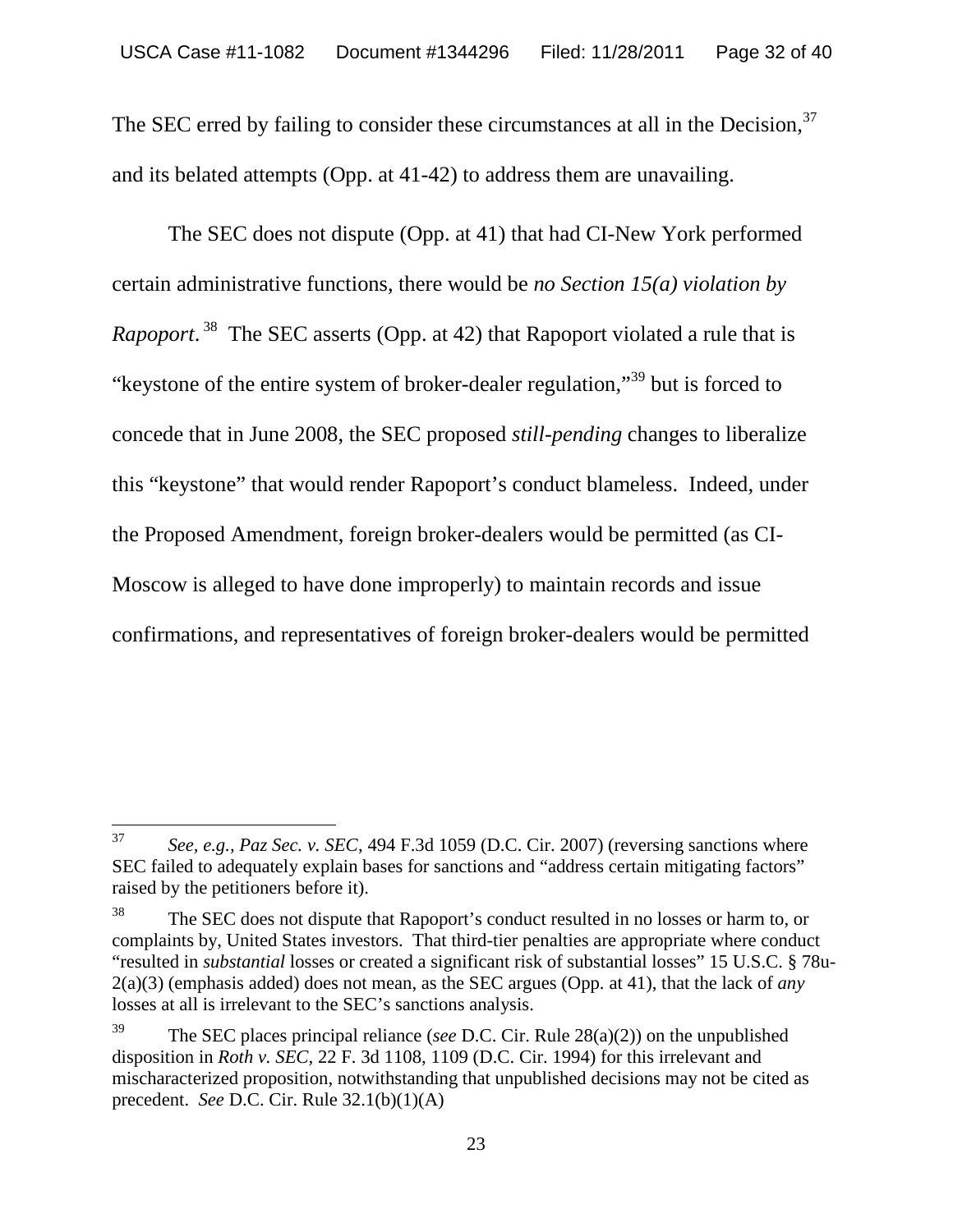The SEC erred by failing to consider these circumstances at all in the Decision,[37] and its belated attempts (Opp. at 41-42) to address them are unavailing.

The SEC does not dispute (Opp. at 41) that had CI-New York performed certain administrative functions, there would be *no Section 15(a) violation by Rapoport*.[38] The SEC asserts (Opp. at 42) that Rapoport violated a rule that is "keystone of the entire system of broker-dealer regulation,"[39] but is forced to concede that in June 2008, the SEC proposed *still-pending* changes to liberalize this "keystone" that would render Rapoport's conduct blameless. Indeed, under the Proposed Amendment, foreign broker-dealers would be permitted (as CI-Moscow is alleged to have done improperly) to maintain records and issue confirmations, and representatives of foreign broker-dealers would be permitted

---

[37] *See, e.g.*, *Paz Sec. v. SEC*, 494 F.3d 1059 (D.C. Cir. 2007) (reversing sanctions where SEC failed to adequately explain bases for sanctions and "address certain mitigating factors" raised by the petitioners before it).

[38] The SEC does not dispute that Rapoport's conduct resulted in no losses or harm to, or complaints by, United States investors. That third-tier penalties are appropriate where conduct "resulted in *substantial* losses or created a significant risk of substantial losses" 15 U.S.C. § 78u-2(a)(3) (emphasis added) does not mean, as the SEC argues (Opp. at 41), that the lack of *any* losses at all is irrelevant to the SEC's sanctions analysis.

[39] The SEC places principal reliance (*see* D.C. Cir. Rule 28(a)(2)) on the unpublished disposition in *Roth v. SEC*, 22 F. 3d 1108, 1109 (D.C. Cir. 1994) for this irrelevant and mischaracterized proposition, notwithstanding that unpublished decisions may not be cited as precedent. *See* D.C. Cir. Rule 32.1(b)(1)(A)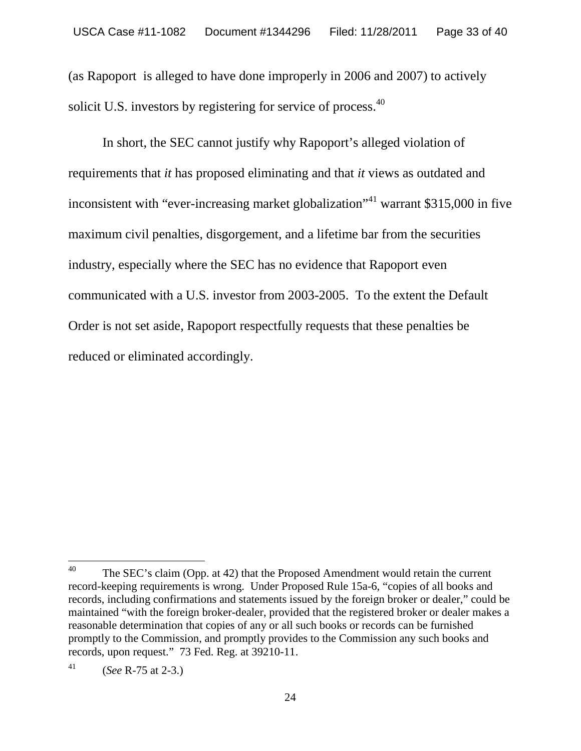(as Rapoport is alleged to have done improperly in 2006 and 2007) to actively solicit U.S. investors by registering for service of process.[40]

In short, the SEC cannot justify why Rapoport's alleged violation of requirements that *it* has proposed eliminating and that *it* views as outdated and inconsistent with "ever-increasing market globalization"[41] warrant $315,000 in five maximum civil penalties, disgorgement, and a lifetime bar from the securities industry, especially where the SEC has no evidence that Rapoport even communicated with a U.S. investor from 2003-2005. To the extent the Default Order is not set aside, Rapoport respectfully requests that these penalties be reduced or eliminated accordingly.

---

[40] The SEC's claim (Opp. at 42) that the Proposed Amendment would retain the current record-keeping requirements is wrong. Under Proposed Rule 15a-6, "copies of all books and records, including confirmations and statements issued by the foreign broker or dealer," could be maintained "with the foreign broker-dealer, provided that the registered broker or dealer makes a reasonable determination that copies of any or all such books or records can be furnished promptly to the Commission, and promptly provides to the Commission any such books and records, upon request." 73 Fed. Reg. at 39210-11.

[41] (*See* R-75 at 2-3.)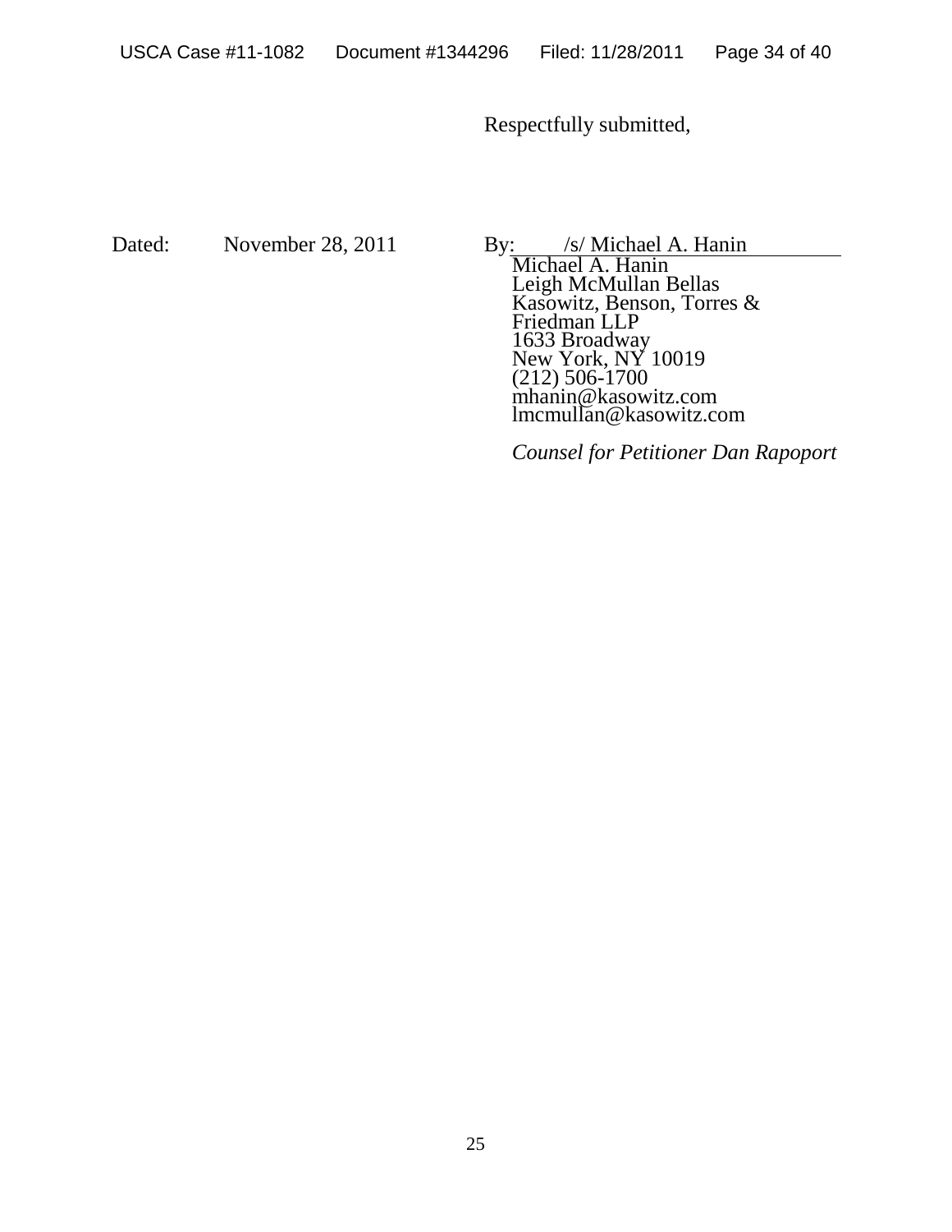Respectfully submitted,

Dated: November 28, 2011

By: /s/ Michael A. Hanin
Michael A. Hanin
Leigh McMullan Bellas
Kasowitz, Benson, Torres & Friedman LLP
1633 Broadway
New York, NY 10019
(212) 506-1700
mhanin@kasowitz.com
lmcmullan@kasowitz.com

*Counsel for Petitioner Dan Rapoport*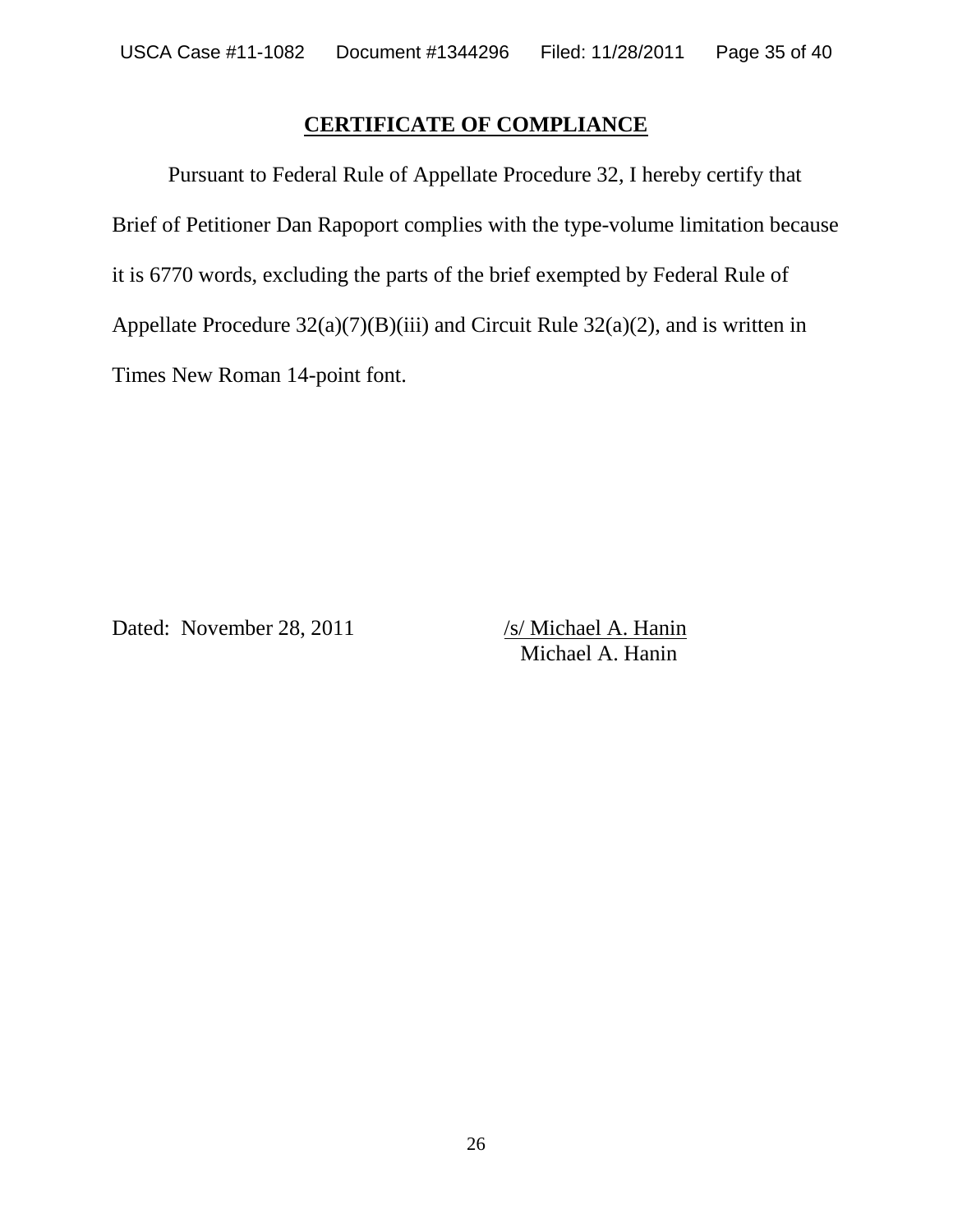## CERTIFICATE OF COMPLIANCE

Pursuant to Federal Rule of Appellate Procedure 32, I hereby certify that Brief of Petitioner Dan Rapoport complies with the type-volume limitation because it is 6770 words, excluding the parts of the brief exempted by Federal Rule of Appellate Procedure 32(a)(7)(B)(iii) and Circuit Rule 32(a)(2), and is written in Times New Roman 14-point font.

Dated: November 28, 2011

/s/ Michael A. Hanin
Michael A. Hanin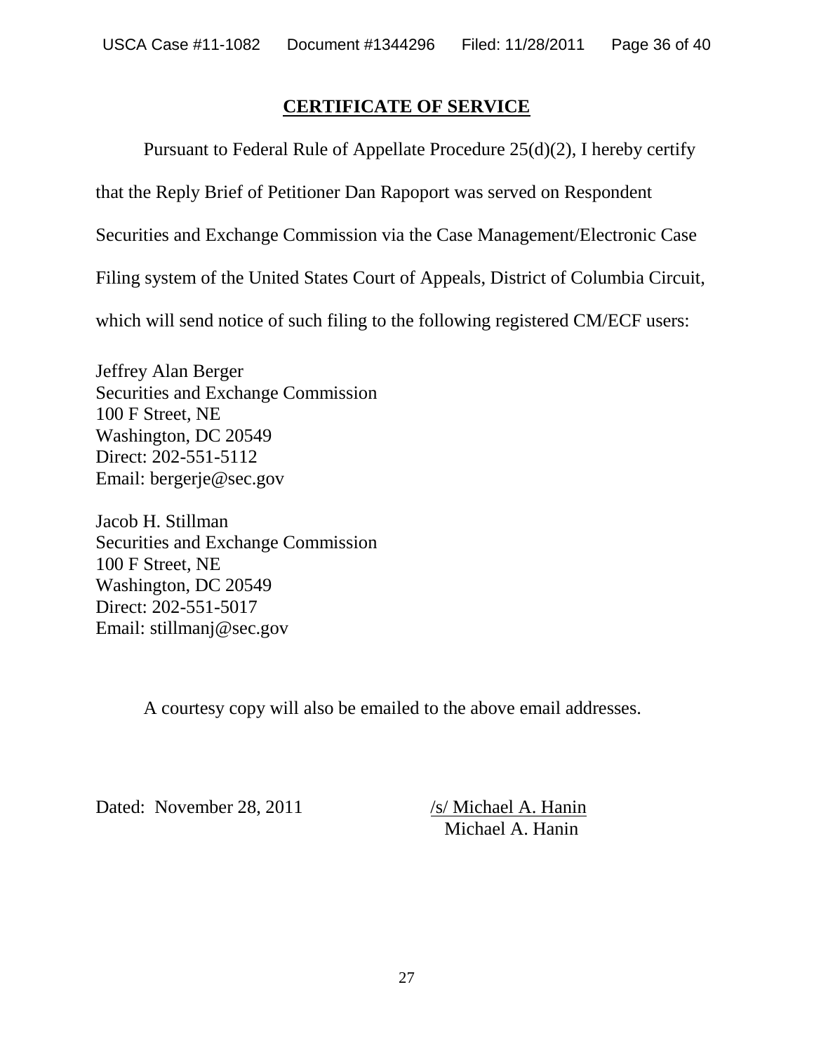## CERTIFICATE OF SERVICE

Pursuant to Federal Rule of Appellate Procedure 25(d)(2), I hereby certify that the Reply Brief of Petitioner Dan Rapoport was served on Respondent Securities and Exchange Commission via the Case Management/Electronic Case Filing system of the United States Court of Appeals, District of Columbia Circuit, which will send notice of such filing to the following registered CM/ECF users:

Jeffrey Alan Berger
Securities and Exchange Commission
100 F Street, NE
Washington, DC 20549
Direct: 202-551-5112
Email: bergerje@sec.gov

Jacob H. Stillman
Securities and Exchange Commission
100 F Street, NE
Washington, DC 20549
Direct: 202-551-5017
Email: stillmanj@sec.gov

A courtesy copy will also be emailed to the above email addresses.

Dated: November 28, 2011

/s/ Michael A. Hanin
Michael A. Hanin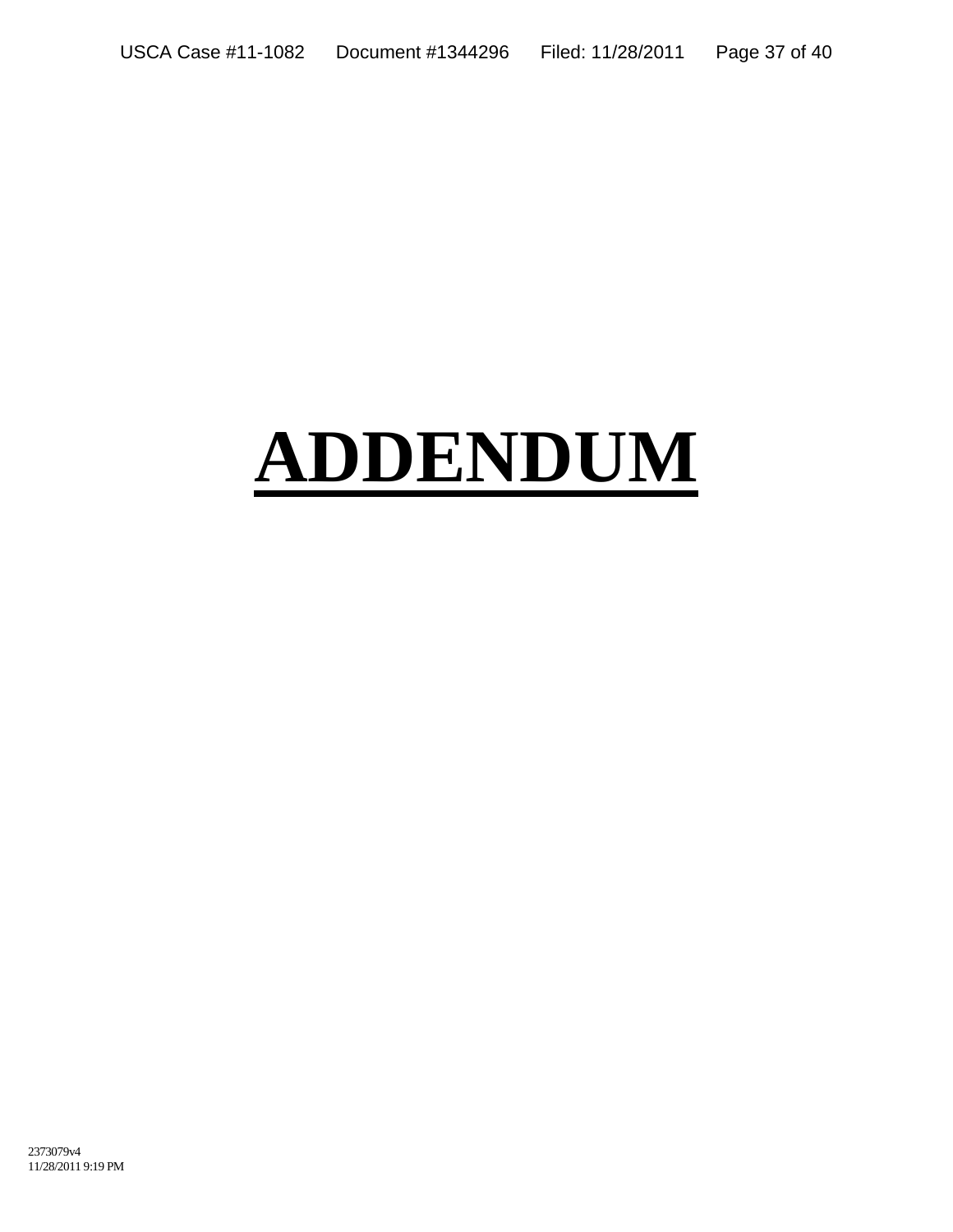# ADDENDUM

2373079v4
11/28/2011 9:19 PM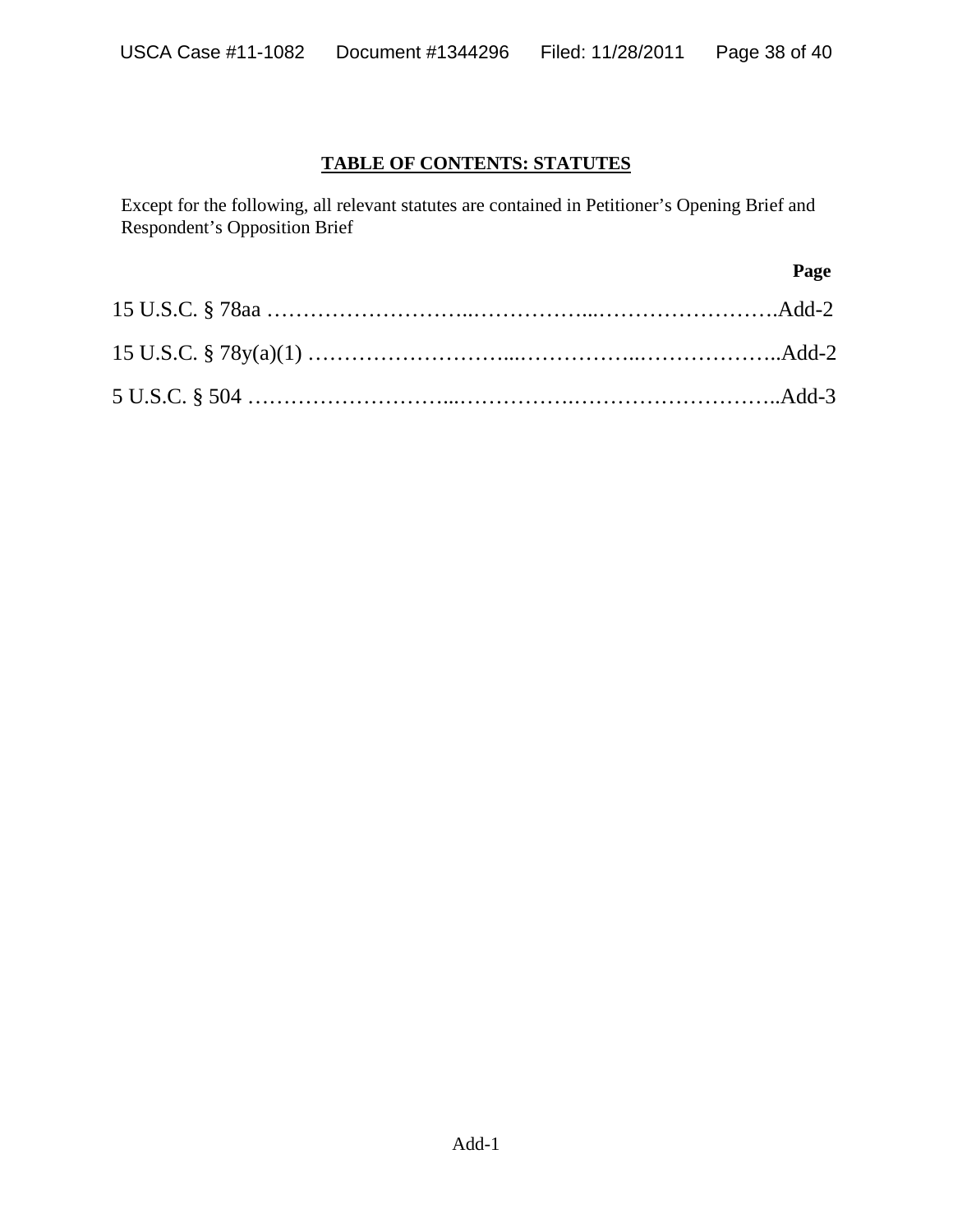**TABLE OF CONTENTS: STATUTES**

Except for the following, all relevant statutes are contained in Petitioner's Opening Brief and Respondent's Opposition Brief

| | Page |
|---|---|
| 15 U.S.C. § 78aa | Add-2 |
| 15 U.S.C. § 78y(a)(1) | Add-2 |
| 5 U.S.C. § 504 | Add-3 |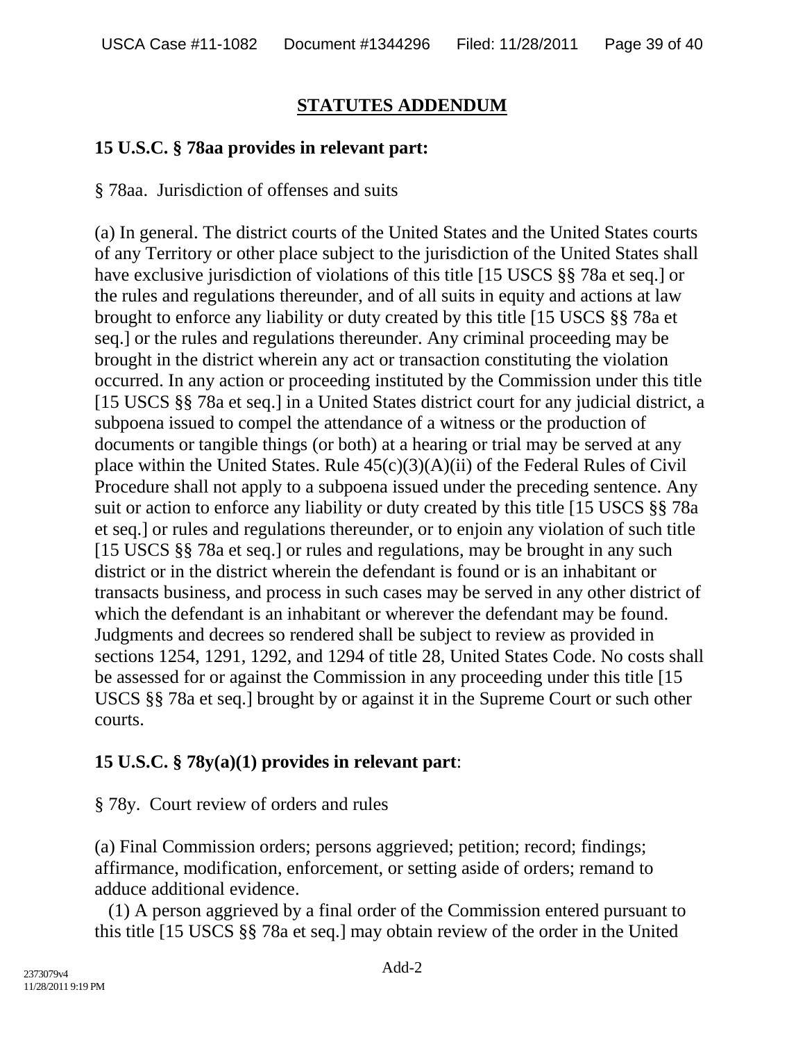## STATUTES ADDENDUM

**15 U.S.C. § 78aa provides in relevant part:**

§ 78aa. Jurisdiction of offenses and suits

(a) In general. The district courts of the United States and the United States courts of any Territory or other place subject to the jurisdiction of the United States shall have exclusive jurisdiction of violations of this title [15 USCS §§ 78a et seq.] or the rules and regulations thereunder, and of all suits in equity and actions at law brought to enforce any liability or duty created by this title [15 USCS §§ 78a et seq.] or the rules and regulations thereunder. Any criminal proceeding may be brought in the district wherein any act or transaction constituting the violation occurred. In any action or proceeding instituted by the Commission under this title [15 USCS §§ 78a et seq.] in a United States district court for any judicial district, a subpoena issued to compel the attendance of a witness or the production of documents or tangible things (or both) at a hearing or trial may be served at any place within the United States. Rule 45(c)(3)(A)(ii) of the Federal Rules of Civil Procedure shall not apply to a subpoena issued under the preceding sentence. Any suit or action to enforce any liability or duty created by this title [15 USCS §§ 78a et seq.] or rules and regulations thereunder, or to enjoin any violation of such title [15 USCS §§ 78a et seq.] or rules and regulations, may be brought in any such district or in the district wherein the defendant is found or is an inhabitant or transacts business, and process in such cases may be served in any other district of which the defendant is an inhabitant or wherever the defendant may be found. Judgments and decrees so rendered shall be subject to review as provided in sections 1254, 1291, 1292, and 1294 of title 28, United States Code. No costs shall be assessed for or against the Commission in any proceeding under this title [15 USCS §§ 78a et seq.] brought by or against it in the Supreme Court or such other courts.

**15 U.S.C. § 78y(a)(1) provides in relevant part**:

§ 78y. Court review of orders and rules

(a) Final Commission orders; persons aggrieved; petition; record; findings; affirmance, modification, enforcement, or setting aside of orders; remand to adduce additional evidence.

(1) A person aggrieved by a final order of the Commission entered pursuant to this title [15 USCS §§ 78a et seq.] may obtain review of the order in the United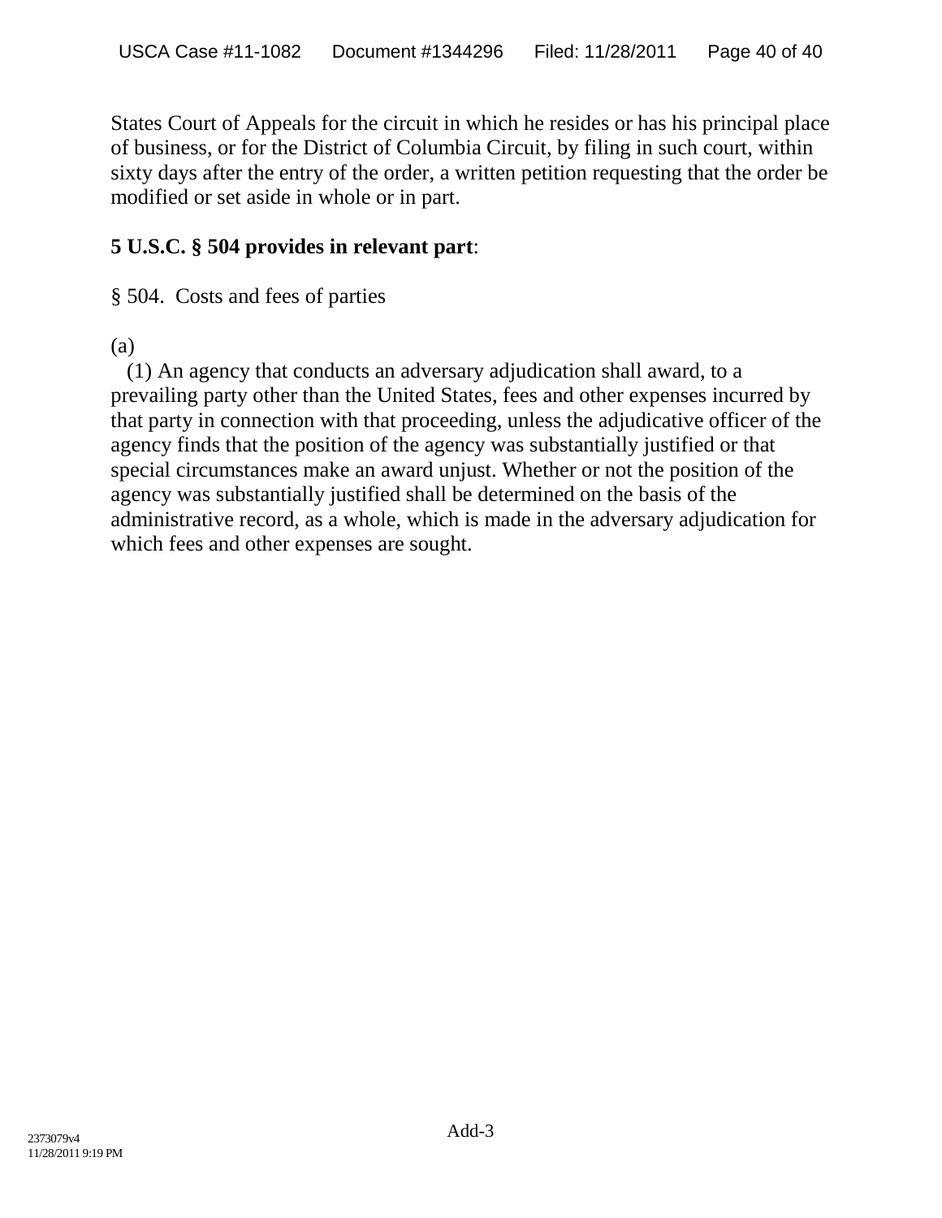States Court of Appeals for the circuit in which he resides or has his principal place of business, or for the District of Columbia Circuit, by filing in such court, within sixty days after the entry of the order, a written petition requesting that the order be modified or set aside in whole or in part.

**5 U.S.C. § 504 provides in relevant part**:

§ 504. Costs and fees of parties

(a)

(1) An agency that conducts an adversary adjudication shall award, to a prevailing party other than the United States, fees and other expenses incurred by that party in connection with that proceeding, unless the adjudicative officer of the agency finds that the position of the agency was substantially justified or that special circumstances make an award unjust. Whether or not the position of the agency was substantially justified shall be determined on the basis of the administrative record, as a whole, which is made in the adversary adjudication for which fees and other expenses are sought.